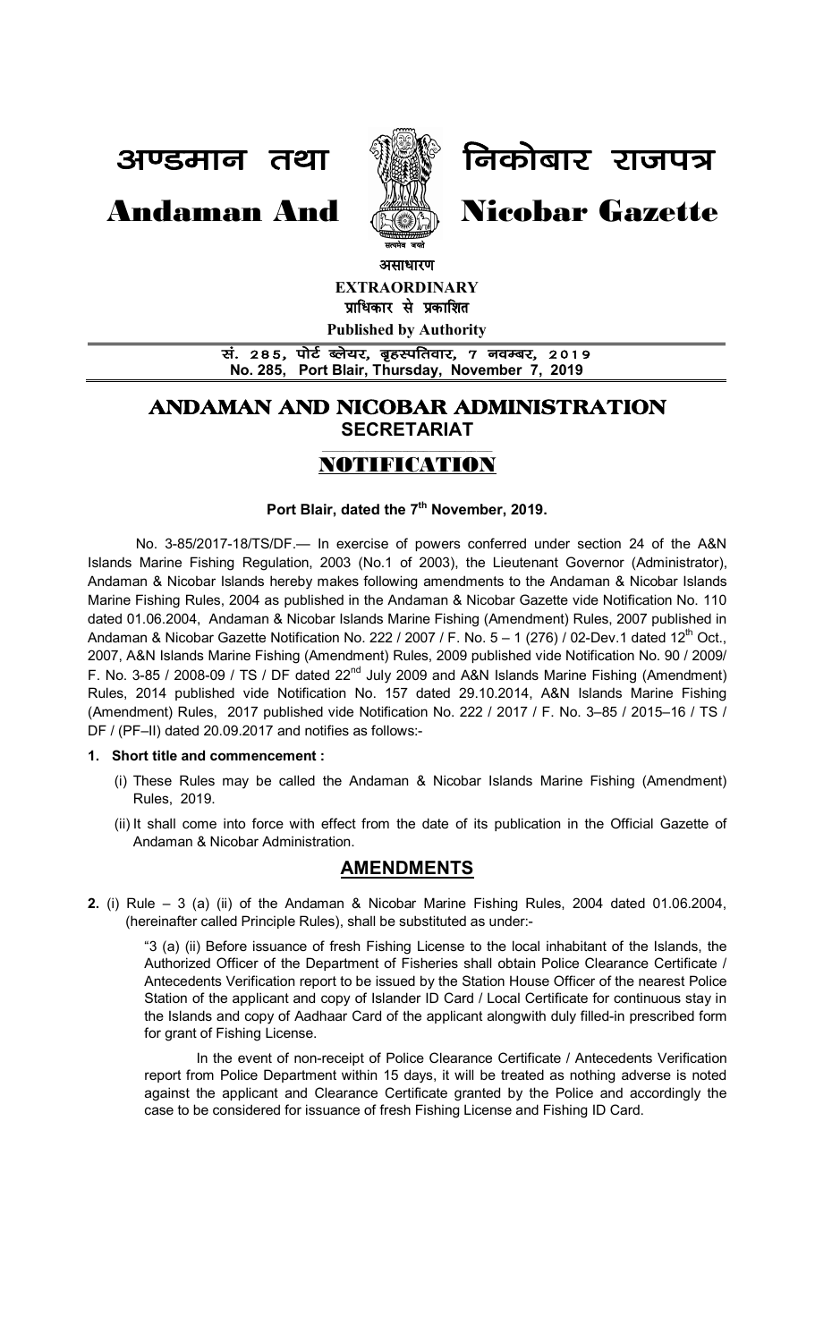# अण्डमान तथा निकोबार राजपत्र

# Andaman And Nicobar Gazette

असाधारण

**EXTRAORDINARY**

प्राधिकार से प्रकाशित

**Published by Authority**

सं. 285, पोर्ट ब्लेयर, बृहस्पतिवार, 7 नवम्बर, 2019

**No. 285, Port Blair, Thursday, November 7, 2019**

## ANDAMAN AND NICOBAR ADMINISTRATION

## SECRETARIAT

## NOTIFICATION

**Port Blair, dated the 7th November, 2019.**

No. 3-85/2017-18/TS/DF.— In exercise of powers conferred under section 24 of the A&N Islands Marine Fishing Regulation, 2003 (No.1 of 2003), the Lieutenant Governor (Administrator), Andaman & Nicobar Islands hereby makes following amendments to the Andaman & Nicobar Islands Marine Fishing Rules, 2004 as published in the Andaman & Nicobar Gazette vide Notification No. 110 dated 01.06.2004, Andaman & Nicobar Islands Marine Fishing (Amendment) Rules, 2007 published in Andaman & Nicobar Gazette Notification No. 222 / 2007 / F. No. 5 – 1 (276) / 02-Dev.1 dated 12th Oct., 2007, A&N Islands Marine Fishing (Amendment) Rules, 2009 published vide Notification No. 90 / 2009/ F. No. 3-85 / 2008-09 / TS / DF dated 22nd July 2009 and A&N Islands Marine Fishing (Amendment) Rules, 2014 published vide Notification No. 157 dated 29.10.2014, A&N Islands Marine Fishing (Amendment) Rules, 2017 published vide Notification No. 222 / 2017 / F. No. 3–85 / 2015–16 / TS / DF / (PF–II) dated 20.09.2017 and notifies as follows:-

**1. Short title and commencement :**

(i) These Rules may be called the Andaman & Nicobar Islands Marine Fishing (Amendment) Rules, 2019.

(ii) It shall come into force with effect from the date of its publication in the Official Gazette of Andaman & Nicobar Administration.

## AMENDMENTS

**2.** (i) Rule – 3 (a) (ii) of the Andaman & Nicobar Marine Fishing Rules, 2004 dated 01.06.2004, (hereinafter called Principle Rules), shall be substituted as under:-

"3 (a) (ii) Before issuance of fresh Fishing License to the local inhabitant of the Islands, the Authorized Officer of the Department of Fisheries shall obtain Police Clearance Certificate / Antecedents Verification report to be issued by the Station House Officer of the nearest Police Station of the applicant and copy of Islander ID Card / Local Certificate for continuous stay in the Islands and copy of Aadhaar Card of the applicant alongwith duly filled-in prescribed form for grant of Fishing License.

In the event of non-receipt of Police Clearance Certificate / Antecedents Verification report from Police Department within 15 days, it will be treated as nothing adverse is noted against the applicant and Clearance Certificate granted by the Police and accordingly the case to be considered for issuance of fresh Fishing License and Fishing ID Card.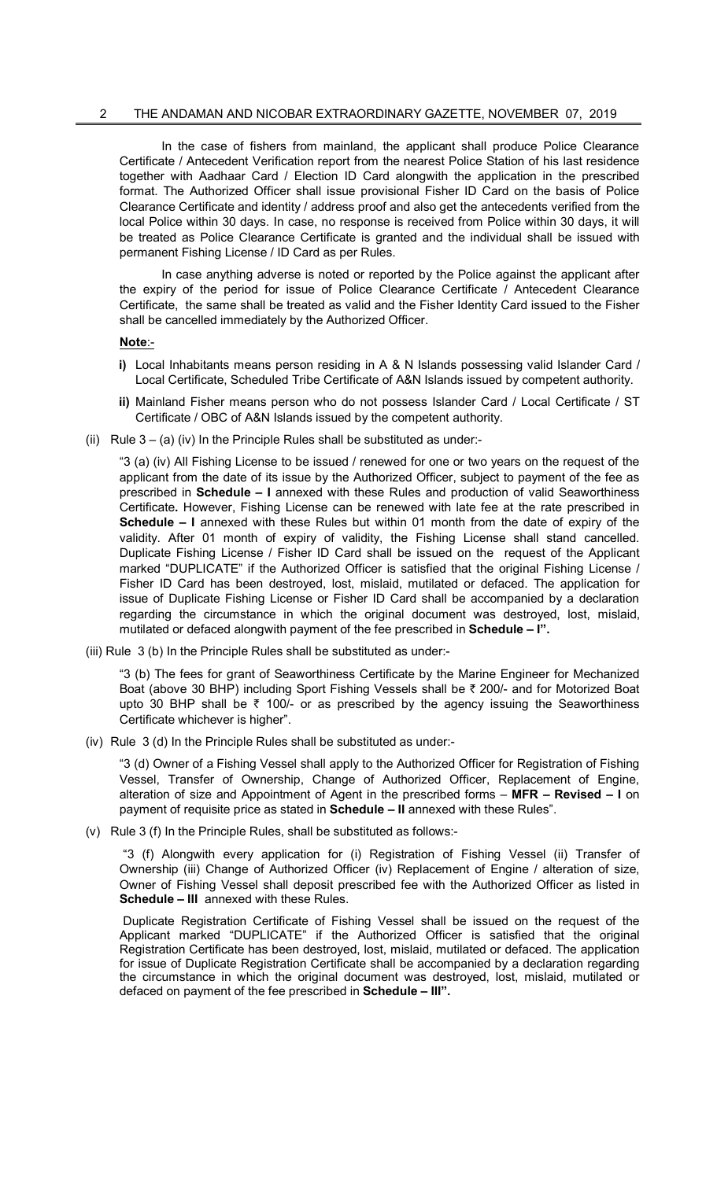In the case of fishers from mainland, the applicant shall produce Police Clearance Certificate / Antecedent Verification report from the nearest Police Station of his last residence together with Aadhaar Card / Election ID Card alongwith the application in the prescribed format. The Authorized Officer shall issue provisional Fisher ID Card on the basis of Police Clearance Certificate and identity / address proof and also get the antecedents verified from the local Police within 30 days. In case, no response is received from Police within 30 days, it will be treated as Police Clearance Certificate is granted and the individual shall be issued with permanent Fishing License / ID Card as per Rules.

In case anything adverse is noted or reported by the Police against the applicant after the expiry of the period for issue of Police Clearance Certificate / Antecedent Clearance Certificate, the same shall be treated as valid and the Fisher Identity Card issued to the Fisher shall be cancelled immediately by the Authorized Officer.

**Note**:-

- **i)** Local Inhabitants means person residing in A & N Islands possessing valid Islander Card / Local Certificate, Scheduled Tribe Certificate of A&N Islands issued by competent authority.
- **ii)** Mainland Fisher means person who do not possess Islander Card / Local Certificate / ST Certificate / OBC of A&N Islands issued by the competent authority.

(ii) Rule 3 – (a) (iv) In the Principle Rules shall be substituted as under:-

"3 (a) (iv) All Fishing License to be issued / renewed for one or two years on the request of the applicant from the date of its issue by the Authorized Officer, subject to payment of the fee as prescribed in **Schedule – I** annexed with these Rules and production of valid Seaworthiness Certificate**.** However, Fishing License can be renewed with late fee at the rate prescribed in **Schedule – I** annexed with these Rules but within 01 month from the date of expiry of the validity. After 01 month of expiry of validity, the Fishing License shall stand cancelled. Duplicate Fishing License / Fisher ID Card shall be issued on the request of the Applicant marked "DUPLICATE" if the Authorized Officer is satisfied that the original Fishing License / Fisher ID Card has been destroyed, lost, mislaid, mutilated or defaced. The application for issue of Duplicate Fishing License or Fisher ID Card shall be accompanied by a declaration regarding the circumstance in which the original document was destroyed, lost, mislaid, mutilated or defaced alongwith payment of the fee prescribed in **Schedule – I".**

(iii) Rule 3 (b) In the Principle Rules shall be substituted as under:-

"3 (b) The fees for grant of Seaworthiness Certificate by the Marine Engineer for Mechanized Boat (above 30 BHP) including Sport Fishing Vessels shall be ₹ 200/- and for Motorized Boat upto 30 BHP shall be ₹ 100/- or as prescribed by the agency issuing the Seaworthiness Certificate whichever is higher".

(iv) Rule 3 (d) In the Principle Rules shall be substituted as under:-

"3 (d) Owner of a Fishing Vessel shall apply to the Authorized Officer for Registration of Fishing Vessel, Transfer of Ownership, Change of Authorized Officer, Replacement of Engine, alteration of size and Appointment of Agent in the prescribed forms – **MFR – Revised – I** on payment of requisite price as stated in **Schedule – II** annexed with these Rules".

(v) Rule 3 (f) In the Principle Rules, shall be substituted as follows:-

"3 (f) Alongwith every application for (i) Registration of Fishing Vessel (ii) Transfer of Ownership (iii) Change of Authorized Officer (iv) Replacement of Engine / alteration of size, Owner of Fishing Vessel shall deposit prescribed fee with the Authorized Officer as listed in **Schedule – III** annexed with these Rules.

Duplicate Registration Certificate of Fishing Vessel shall be issued on the request of the Applicant marked "DUPLICATE" if the Authorized Officer is satisfied that the original Registration Certificate has been destroyed, lost, mislaid, mutilated or defaced. The application for issue of Duplicate Registration Certificate shall be accompanied by a declaration regarding the circumstance in which the original document was destroyed, lost, mislaid, mutilated or defaced on payment of the fee prescribed in **Schedule – III".**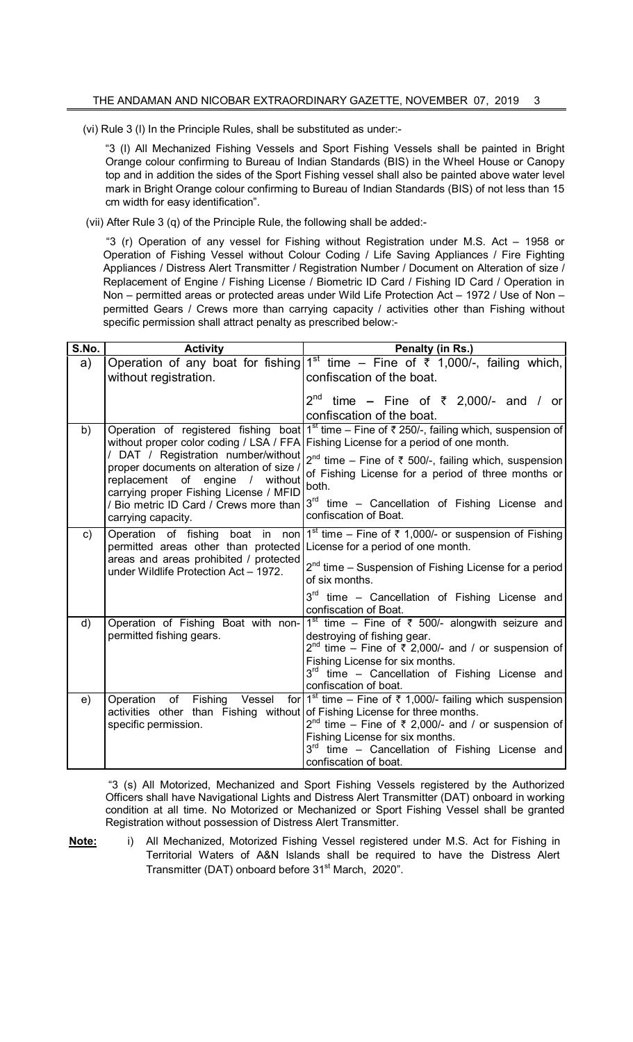(vi) Rule 3 (l) In the Principle Rules, shall be substituted as under:-

"3 (l) All Mechanized Fishing Vessels and Sport Fishing Vessels shall be painted in Bright Orange colour confirming to Bureau of Indian Standards (BIS) in the Wheel House or Canopy top and in addition the sides of the Sport Fishing vessel shall also be painted above water level mark in Bright Orange colour confirming to Bureau of Indian Standards (BIS) of not less than 15 cm width for easy identification".

(vii) After Rule 3 (q) of the Principle Rule, the following shall be added:-

"3 (r) Operation of any vessel for Fishing without Registration under M.S. Act – 1958 or Operation of Fishing Vessel without Colour Coding / Life Saving Appliances / Fire Fighting Appliances / Distress Alert Transmitter / Registration Number / Document on Alteration of size / Replacement of Engine / Fishing License / Biometric ID Card / Fishing ID Card / Operation in Non – permitted areas or protected areas under Wild Life Protection Act – 1972 / Use of Non – permitted Gears / Crews more than carrying capacity / activities other than Fishing without specific permission shall attract penalty as prescribed below:-

| S.No. | Activity | Penalty (in Rs.) |
|---|---|---|
| a) | Operation of any boat for fishing without registration. | 1st time – Fine of ₹ 1,000/-, failing which, confiscation of the boat.<br>2nd time – Fine of ₹ 2,000/- and / or confiscation of the boat. |
| b) | Operation of registered fishing boat without proper color coding / LSA / FFA / DAT / Registration number/without proper documents on alteration of size / replacement of engine / without carrying proper Fishing License / MFID / Bio metric ID Card / Crews more than carrying capacity. | 1st time – Fine of ₹ 250/-, failing which, suspension of Fishing License for a period of one month.<br>2nd time – Fine of ₹ 500/-, failing which, suspension of Fishing License for a period of three months or both.<br>3rd time – Cancellation of Fishing License and confiscation of Boat. |
| c) | Operation of fishing boat in non permitted areas other than protected areas and areas prohibited / protected under Wildlife Protection Act – 1972. | 1st time – Fine of ₹ 1,000/- or suspension of Fishing License for a period of one month.<br>2nd time – Suspension of Fishing License for a period of six months.<br>3rd time – Cancellation of Fishing License and confiscation of Boat. |
| d) | Operation of Fishing Boat with non-permitted fishing gears. | 1st time – Fine of ₹ 500/- alongwith seizure and destroying of fishing gear.<br>2nd time – Fine of ₹ 2,000/- and / or suspension of Fishing License for six months.<br>3rd time – Cancellation of Fishing License and confiscation of boat. |
| e) | Operation of Fishing Vessel for activities other than Fishing without specific permission. | 1st time – Fine of ₹ 1,000/- failing which suspension of Fishing License for three months.<br>2nd time – Fine of ₹ 2,000/- and / or suspension of Fishing License for six months.<br>3rd time – Cancellation of Fishing License and confiscation of boat. |

"3 (s) All Motorized, Mechanized and Sport Fishing Vessels registered by the Authorized Officers shall have Navigational Lights and Distress Alert Transmitter (DAT) onboard in working condition at all time. No Motorized or Mechanized or Sport Fishing Vessel shall be granted Registration without possession of Distress Alert Transmitter.

**Note:** i) All Mechanized, Motorized Fishing Vessel registered under M.S. Act for Fishing in Territorial Waters of A&N Islands shall be required to have the Distress Alert Transmitter (DAT) onboard before 31st March, 2020".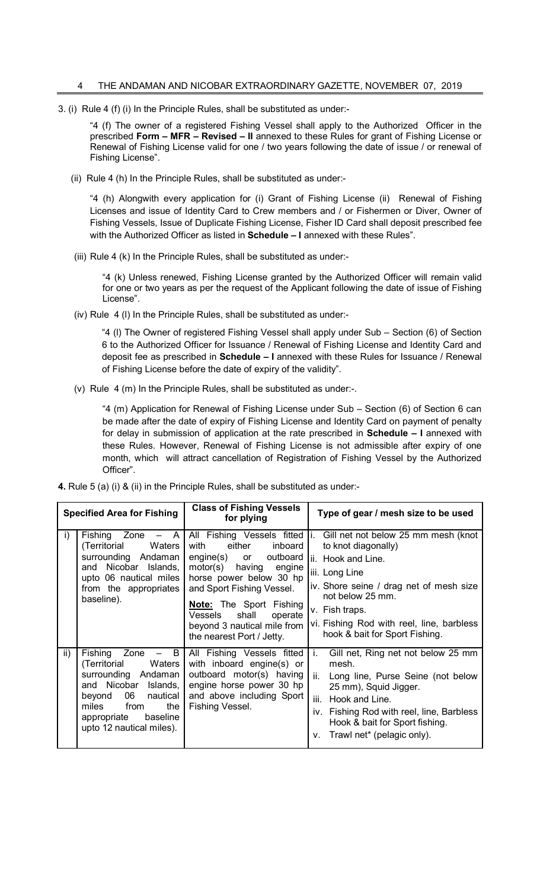3. (i) Rule 4 (f) (i) In the Principle Rules, shall be substituted as under:-

"4 (f) The owner of a registered Fishing Vessel shall apply to the Authorized Officer in the prescribed **Form – MFR – Revised – II** annexed to these Rules for grant of Fishing License or Renewal of Fishing License valid for one / two years following the date of issue / or renewal of Fishing License".

(ii) Rule 4 (h) In the Principle Rules, shall be substituted as under:-

"4 (h) Alongwith every application for (i) Grant of Fishing License (ii) Renewal of Fishing Licenses and issue of Identity Card to Crew members and / or Fishermen or Diver, Owner of Fishing Vessels, Issue of Duplicate Fishing License, Fisher ID Card shall deposit prescribed fee with the Authorized Officer as listed in **Schedule – I** annexed with these Rules".

(iii) Rule 4 (k) In the Principle Rules, shall be substituted as under:-

"4 (k) Unless renewed, Fishing License granted by the Authorized Officer will remain valid for one or two years as per the request of the Applicant following the date of issue of Fishing License".

(iv) Rule 4 (l) In the Principle Rules, shall be substituted as under:-

"4 (l) The Owner of registered Fishing Vessel shall apply under Sub – Section (6) of Section 6 to the Authorized Officer for Issuance / Renewal of Fishing License and Identity Card and deposit fee as prescribed in **Schedule – I** annexed with these Rules for Issuance / Renewal of Fishing License before the date of expiry of the validity".

(v) Rule 4 (m) In the Principle Rules, shall be substituted as under:-.

"4 (m) Application for Renewal of Fishing License under Sub – Section (6) of Section 6 can be made after the date of expiry of Fishing License and Identity Card on payment of penalty for delay in submission of application at the rate prescribed in **Schedule – I** annexed with these Rules. However, Renewal of Fishing License is not admissible after expiry of one month, which will attract cancellation of Registration of Fishing Vessel by the Authorized Officer".

**4.** Rule 5 (a) (i) & (ii) in the Principle Rules, shall be substituted as under:-

| **Specified Area for Fishing** | | **Class of Fishing Vessels for plying** | **Type of gear / mesh size to be used** |
|---|---|---|---|
| i) | Fishing Zone – A (Territorial Waters surrounding Andaman and Nicobar Islands, upto 06 nautical miles from the appropriates baseline). | All Fishing Vessels fitted with either inboard engine(s) or outboard motor(s) having engine horse power below 30 hp and Sport Fishing Vessel.<br>**Note:** The Sport Fishing Vessels shall operate beyond 3 nautical mile from the nearest Port / Jetty. | i. Gill net not below 25 mm mesh (knot to knot diagonally)<br>ii. Hook and Line.<br>iii. Long Line<br>iv. Shore seine / drag net of mesh size not below 25 mm.<br>v. Fish traps.<br>vi. Fishing Rod with reel, line, barbless hook & bait for Sport Fishing. |
| ii) | Fishing Zone – B (Territorial Waters surrounding Andaman and Nicobar Islands, beyond 06 nautical miles from the appropriate baseline upto 12 nautical miles). | All Fishing Vessels fitted with inboard engine(s) or outboard motor(s) having engine horse power 30 hp and above including Sport Fishing Vessel. | i. Gill net, Ring net not below 25 mm mesh.<br>ii. Long line, Purse Seine (not below 25 mm), Squid Jigger.<br>iii. Hook and Line.<br>iv. Fishing Rod with reel, line, Barbless Hook & bait for Sport fishing.<br>v. Trawl net* (pelagic only). |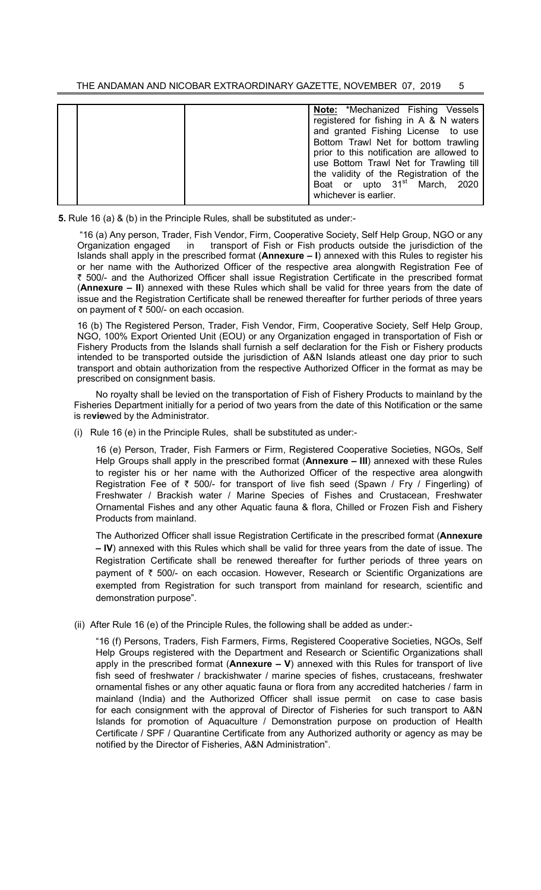| | | |
|---|---|---|
| | | **Note:** *Mechanized Fishing Vessels registered for fishing in A & N waters and granted Fishing License to use Bottom Trawl Net for bottom trawling prior to this notification are allowed to use Bottom Trawl Net for Trawling till the validity of the Registration of the Boat or upto 31st March, 2020 whichever is earlier. |

**5.** Rule 16 (a) & (b) in the Principle Rules, shall be substituted as under:-

"16 (a) Any person, Trader, Fish Vendor, Firm, Cooperative Society, Self Help Group, NGO or any Organization engaged in transport of Fish or Fish products outside the jurisdiction of the Islands shall apply in the prescribed format (**Annexure – I**) annexed with this Rules to register his or her name with the Authorized Officer of the respective area alongwith Registration Fee of ₹ 500/- and the Authorized Officer shall issue Registration Certificate in the prescribed format (**Annexure – II**) annexed with these Rules which shall be valid for three years from the date of issue and the Registration Certificate shall be renewed thereafter for further periods of three years on payment of ₹ 500/- on each occasion.

16 (b) The Registered Person, Trader, Fish Vendor, Firm, Cooperative Society, Self Help Group, NGO, 100% Export Oriented Unit (EOU) or any Organization engaged in transportation of Fish or Fishery Products from the Islands shall furnish a self declaration for the Fish or Fishery products intended to be transported outside the jurisdiction of A&N Islands atleast one day prior to such transport and obtain authorization from the respective Authorized Officer in the format as may be prescribed on consignment basis.

No royalty shall be levied on the transportation of Fish of Fishery Products to mainland by the Fisheries Department initially for a period of two years from the date of this Notification or the same is re**vie**wed by the Administrator.

(i) Rule 16 (e) in the Principle Rules, shall be substituted as under:-

16 (e) Person, Trader, Fish Farmers or Firm, Registered Cooperative Societies, NGOs, Self Help Groups shall apply in the prescribed format (**Annexure – III**) annexed with these Rules to register his or her name with the Authorized Officer of the respective area alongwith Registration Fee of ₹ 500/- for transport of live fish seed (Spawn / Fry / Fingerling) of Freshwater / Brackish water / Marine Species of Fishes and Crustacean, Freshwater Ornamental Fishes and any other Aquatic fauna & flora, Chilled or Frozen Fish and Fishery Products from mainland.

The Authorized Officer shall issue Registration Certificate in the prescribed format (**Annexure – IV**) annexed with this Rules which shall be valid for three years from the date of issue. The Registration Certificate shall be renewed thereafter for further periods of three years on payment of ₹ 500/- on each occasion. However, Research or Scientific Organizations are exempted from Registration for such transport from mainland for research, scientific and demonstration purpose".

(ii) After Rule 16 (e) of the Principle Rules, the following shall be added as under:-

"16 (f) Persons, Traders, Fish Farmers, Firms, Registered Cooperative Societies, NGOs, Self Help Groups registered with the Department and Research or Scientific Organizations shall apply in the prescribed format (**Annexure – V**) annexed with this Rules for transport of live fish seed of freshwater / brackishwater / marine species of fishes, crustaceans, freshwater ornamental fishes or any other aquatic fauna or flora from any accredited hatcheries / farm in mainland (India) and the Authorized Officer shall issue permit on case to case basis for each consignment with the approval of Director of Fisheries for such transport to A&N Islands for promotion of Aquaculture / Demonstration purpose on production of Health Certificate / SPF / Quarantine Certificate from any Authorized authority or agency as may be notified by the Director of Fisheries, A&N Administration".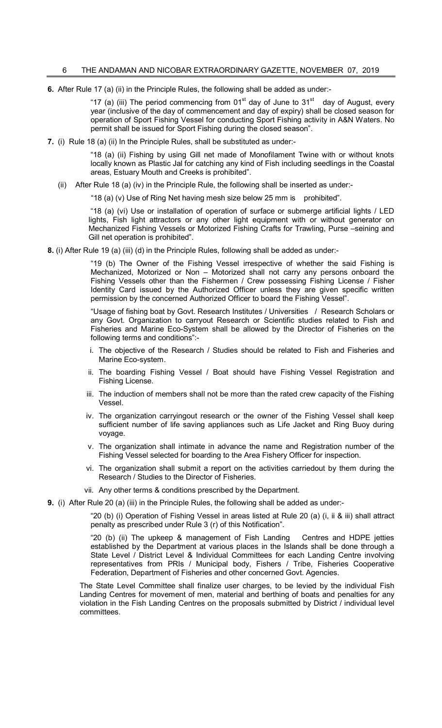**6.** After Rule 17 (a) (ii) in the Principle Rules, the following shall be added as under:-

> "17 (a) (iii) The period commencing from 01st day of June to 31st day of August, every year (inclusive of the day of commencement and day of expiry) shall be closed season for operation of Sport Fishing Vessel for conducting Sport Fishing activity in A&N Waters. No permit shall be issued for Sport Fishing during the closed season".

**7.** (i) Rule 18 (a) (ii) In the Principle Rules, shall be substituted as under:-

> "18 (a) (ii) Fishing by using Gill net made of Monofilament Twine with or without knots locally known as Plastic Jal for catching any kind of Fish including seedlings in the Coastal areas, Estuary Mouth and Creeks is prohibited".

(ii) After Rule 18 (a) (iv) in the Principle Rule, the following shall be inserted as under:-

> "18 (a) (v) Use of Ring Net having mesh size below 25 mm is prohibited".
>
> "18 (a) (vi) Use or installation of operation of surface or submerge artificial lights / LED lights, Fish light attractors or any other light equipment with or without generator on Mechanized Fishing Vessels or Motorized Fishing Crafts for Trawling, Purse –seining and Gill net operation is prohibited".

**8.** (i) After Rule 19 (a) (iii) (d) in the Principle Rules, following shall be added as under:-

> "19 (b) The Owner of the Fishing Vessel irrespective of whether the said Fishing is Mechanized, Motorized or Non – Motorized shall not carry any persons onboard the Fishing Vessels other than the Fishermen / Crew possessing Fishing License / Fisher Identity Card issued by the Authorized Officer unless they are given specific written permission by the concerned Authorized Officer to board the Fishing Vessel".
>
> "Usage of fishing boat by Govt. Research Institutes / Universities / Research Scholars or any Govt. Organization to carryout Research or Scientific studies related to Fish and Fisheries and Marine Eco-System shall be allowed by the Director of Fisheries on the following terms and conditions":-
>
> i. The objective of the Research / Studies should be related to Fish and Fisheries and Marine Eco-system.
>
> ii. The boarding Fishing Vessel / Boat should have Fishing Vessel Registration and Fishing License.
>
> iii. The induction of members shall not be more than the rated crew capacity of the Fishing Vessel.
>
> iv. The organization carryingout research or the owner of the Fishing Vessel shall keep sufficient number of life saving appliances such as Life Jacket and Ring Buoy during voyage.
>
> v. The organization shall intimate in advance the name and Registration number of the Fishing Vessel selected for boarding to the Area Fishery Officer for inspection.
>
> vi. The organization shall submit a report on the activities carriedout by them during the Research / Studies to the Director of Fisheries.
>
> vii. Any other terms & conditions prescribed by the Department.

**9.** (i) After Rule 20 (a) (iii) in the Principle Rules, the following shall be added as under:-

> "20 (b) (i) Operation of Fishing Vessel in areas listed at Rule 20 (a) (i, ii & iii) shall attract penalty as prescribed under Rule 3 (r) of this Notification".
>
> "20 (b) (ii) The upkeep & management of Fish Landing Centres and HDPE jetties established by the Department at various places in the Islands shall be done through a State Level / District Level & Individual Committees for each Landing Centre involving representatives from PRIs / Municipal body, Fishers / Tribe, Fisheries Cooperative Federation, Department of Fisheries and other concerned Govt. Agencies.

The State Level Committee shall finalize user charges, to be levied by the individual Fish Landing Centres for movement of men, material and berthing of boats and penalties for any violation in the Fish Landing Centres on the proposals submitted by District / individual level committees.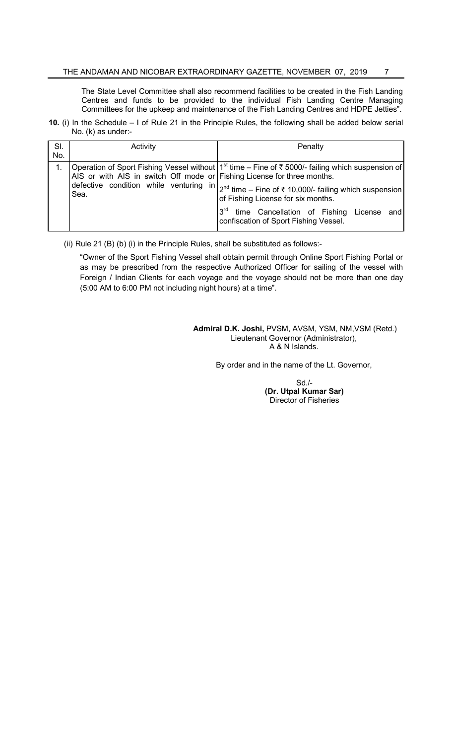The State Level Committee shall also recommend facilities to be created in the Fish Landing Centres and funds to be provided to the individual Fish Landing Centre Managing Committees for the upkeep and maintenance of the Fish Landing Centres and HDPE Jetties".

**10.** (i) In the Schedule – I of Rule 21 in the Principle Rules, the following shall be added below serial No. (k) as under:-

| Sl. No. | Activity | Penalty |
|---|---|---|
| 1. | Operation of Sport Fishing Vessel without AIS or with AIS in switch Off mode or defective condition while venturing in Sea. | 1st time – Fine of ₹ 5000/- failing which suspension of Fishing License for three months. |
| | | 2nd time – Fine of ₹ 10,000/- failing which suspension of Fishing License for six months. |
| | | 3rd time Cancellation of Fishing License and confiscation of Sport Fishing Vessel. |

(ii) Rule 21 (B) (b) (i) in the Principle Rules, shall be substituted as follows:-

"Owner of the Sport Fishing Vessel shall obtain permit through Online Sport Fishing Portal or as may be prescribed from the respective Authorized Officer for sailing of the vessel with Foreign / Indian Clients for each voyage and the voyage should not be more than one day (5:00 AM to 6:00 PM not including night hours) at a time".

**Admiral D.K. Joshi,** PVSM, AVSM, YSM, NM,VSM (Retd.)
Lieutenant Governor (Administrator),
A & N Islands.

By order and in the name of the Lt. Governor,

Sd./-
**(Dr. Utpal Kumar Sar)**
Director of Fisheries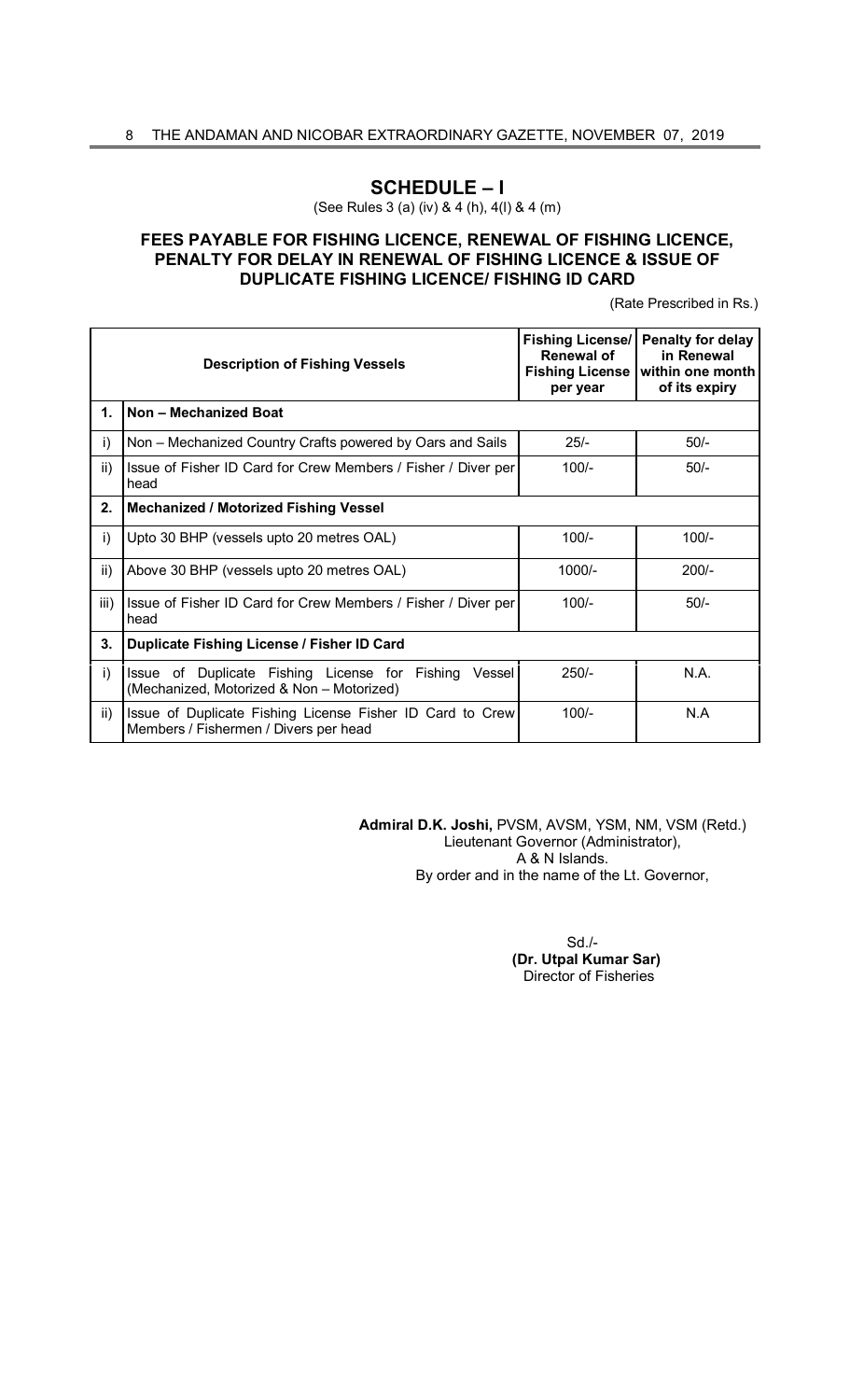## SCHEDULE – I

(See Rules 3 (a) (iv) & 4 (h), 4(l) & 4 (m)

### FEES PAYABLE FOR FISHING LICENCE, RENEWAL OF FISHING LICENCE, PENALTY FOR DELAY IN RENEWAL OF FISHING LICENCE & ISSUE OF DUPLICATE FISHING LICENCE/ FISHING ID CARD

(Rate Prescribed in Rs.)

| | Description of Fishing Vessels | Fishing License/ Renewal of Fishing License per year | Penalty for delay in Renewal within one month of its expiry |
|---|---|---|---|
| **1.** | **Non – Mechanized Boat** | | |
| i) | Non – Mechanized Country Crafts powered by Oars and Sails | 25/- | 50/- |
| ii) | Issue of Fisher ID Card for Crew Members / Fisher / Diver per head | 100/- | 50/- |
| **2.** | **Mechanized / Motorized Fishing Vessel** | | |
| i) | Upto 30 BHP (vessels upto 20 metres OAL) | 100/- | 100/- |
| ii) | Above 30 BHP (vessels upto 20 metres OAL) | 1000/- | 200/- |
| iii) | Issue of Fisher ID Card for Crew Members / Fisher / Diver per head | 100/- | 50/- |
| **3.** | **Duplicate Fishing License / Fisher ID Card** | | |
| i) | Issue of Duplicate Fishing License for Fishing Vessel (Mechanized, Motorized & Non – Motorized) | 250/- | N.A. |
| ii) | Issue of Duplicate Fishing License Fisher ID Card to Crew Members / Fishermen / Divers per head | 100/- | N.A |

**Admiral D.K. Joshi,** PVSM, AVSM, YSM, NM, VSM (Retd.)
Lieutenant Governor (Administrator),
A & N Islands.
By order and in the name of the Lt. Governor,

Sd./-
**(Dr. Utpal Kumar Sar)**
Director of Fisheries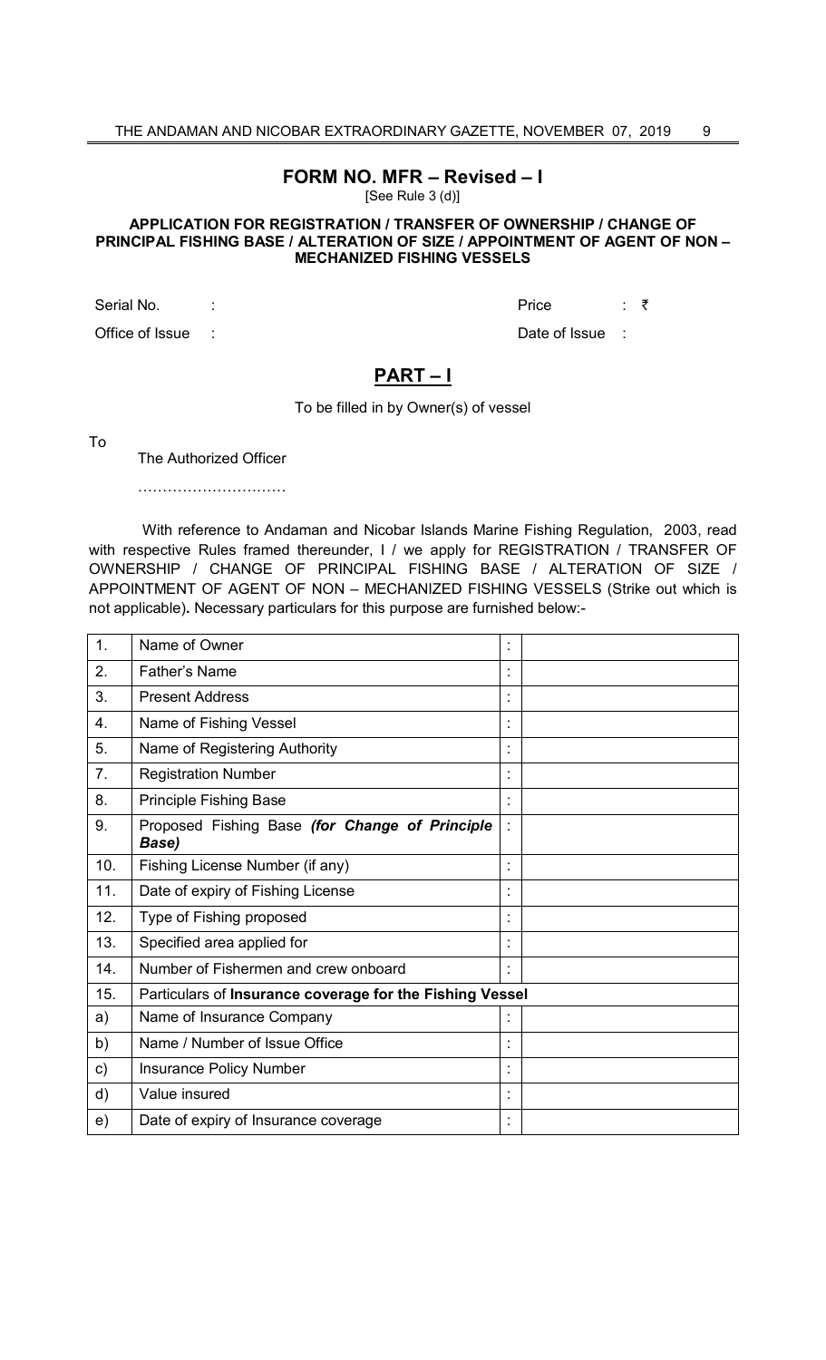## FORM NO. MFR – Revised – I

[See Rule 3 (d)]

**APPLICATION FOR REGISTRATION / TRANSFER OF OWNERSHIP / CHANGE OF PRINCIPAL FISHING BASE / ALTERATION OF SIZE / APPOINTMENT OF AGENT OF NON – MECHANIZED FISHING VESSELS**

Serial No. :                                                                                    Price : ₹

Office of Issue :                                                                          Date of Issue :

## PART – I

To be filled in by Owner(s) of vessel

To

The Authorized Officer

…………………………

With reference to Andaman and Nicobar Islands Marine Fishing Regulation, 2003, read with respective Rules framed thereunder, I / we apply for REGISTRATION / TRANSFER OF OWNERSHIP / CHANGE OF PRINCIPAL FISHING BASE / ALTERATION OF SIZE / APPOINTMENT OF AGENT OF NON – MECHANIZED FISHING VESSELS (Strike out which is not applicable)**.** Necessary particulars for this purpose are furnished below:-

| | | | |
|---|---|---|---|
| 1. | Name of Owner | : | |
| 2. | Father's Name | : | |
| 3. | Present Address | : | |
| 4. | Name of Fishing Vessel | : | |
| 5. | Name of Registering Authority | : | |
| 7. | Registration Number | : | |
| 8. | Principle Fishing Base | : | |
| 9. | Proposed Fishing Base ***(for Change of Principle Base)*** | : | |
| 10. | Fishing License Number (if any) | : | |
| 11. | Date of expiry of Fishing License | : | |
| 12. | Type of Fishing proposed | : | |
| 13. | Specified area applied for | : | |
| 14. | Number of Fishermen and crew onboard | : | |
| 15. | Particulars of **Insurance coverage for the Fishing Vessel** | | |
| a) | Name of Insurance Company | : | |
| b) | Name / Number of Issue Office | : | |
| c) | Insurance Policy Number | : | |
| d) | Value insured | : | |
| e) | Date of expiry of Insurance coverage | : | |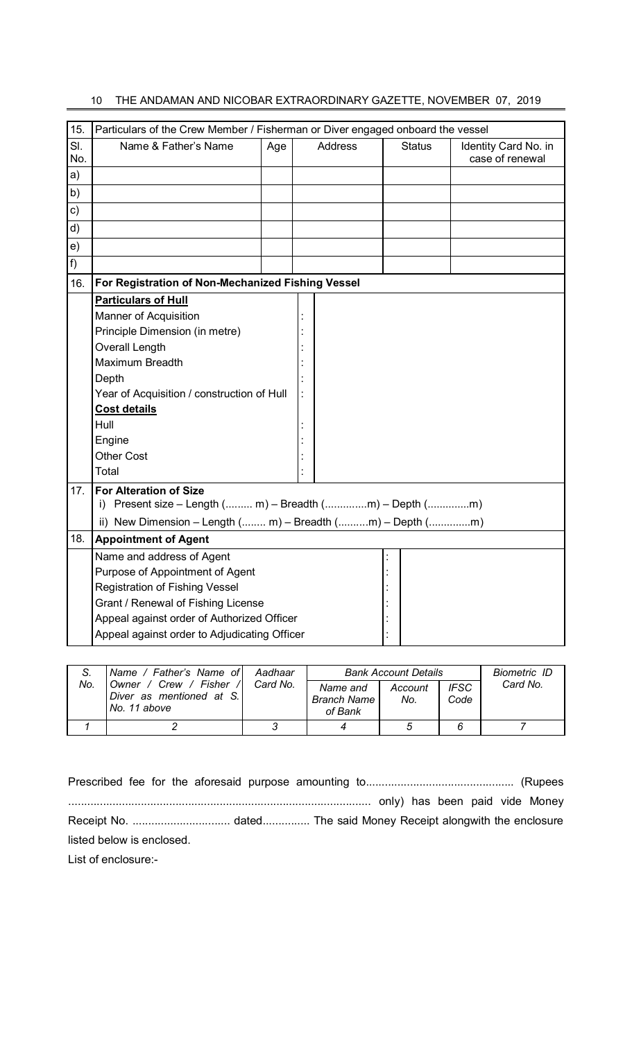| 15. | Particulars of the Crew Member / Fisherman or Diver engaged onboard the vessel | | | | |
|---|---|---|---|---|---|
| Sl. No. | Name & Father's Name | Age | Address | Status | Identity Card No. in case of renewal |
| a) | | | | | |
| b) | | | | | |
| c) | | | | | |
| d) | | | | | |
| e) | | | | | |
| f) | | | | | |

| | | |
|---|---|---|
| 16. | **For Registration of Non-Mechanized Fishing Vessel** | |
| | **Particulars of Hull** | |
| | Manner of Acquisition | : |
| | Principle Dimension (in metre) | : |
| | Overall Length | : |
| | Maximum Breadth | : |
| | Depth | : |
| | Year of Acquisition / construction of Hull | : |
| | **Cost details** | |
| | Hull | : |
| | Engine | : |
| | Other Cost | : |
| | Total | : |
| 17. | **For Alteration of Size** | |
| | i) Present size – Length (......... m) – Breadth (..............m) – Depth (..............m) | |
| | ii) New Dimension – Length (........ m) – Breadth (..........m) – Depth (..............m) | |
| 18. | **Appointment of Agent** | |
| | Name and address of Agent | : |
| | Purpose of Appointment of Agent | : |
| | Registration of Fishing Vessel | : |
| | Grant / Renewal of Fishing License | : |
| | Appeal against order of Authorized Officer | : |
| | Appeal against order to Adjudicating Officer | : |

| *S. No.* | *Name / Father's Name of Owner / Crew / Fisher / Diver as mentioned at S. No. 11 above* | *Aadhaar Card No.* | *Bank Account Details* | | | *Biometric ID Card No.* |
|---|---|---|---|---|---|---|
| | | | *Name and Branch Name of Bank* | *Account No.* | *IFSC Code* | |
| *1* | *2* | *3* | *4* | *5* | *6* | *7* |

Prescribed fee for the aforesaid purpose amounting to............................................... (Rupees ................................................................................................ only) has been paid vide Money Receipt No. ............................... dated............... The said Money Receipt alongwith the enclosure listed below is enclosed.

List of enclosure:-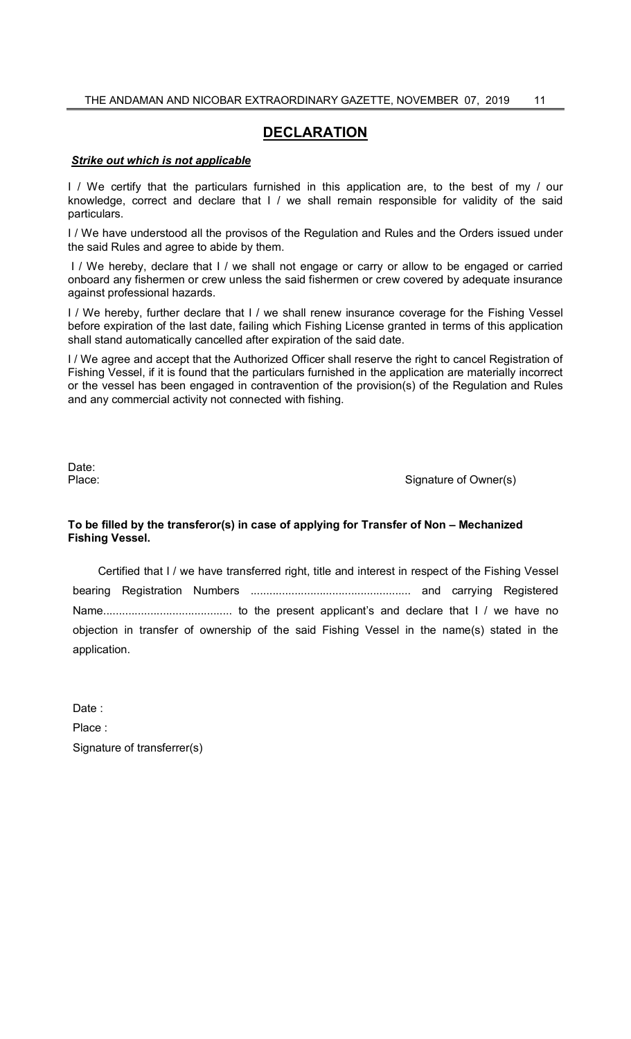## DECLARATION

***Strike out which is not applicable***

I / We certify that the particulars furnished in this application are, to the best of my / our knowledge, correct and declare that I / we shall remain responsible for validity of the said particulars.

I / We have understood all the provisos of the Regulation and Rules and the Orders issued under the said Rules and agree to abide by them.

I / We hereby, declare that I / we shall not engage or carry or allow to be engaged or carried onboard any fishermen or crew unless the said fishermen or crew covered by adequate insurance against professional hazards.

I / We hereby, further declare that I / we shall renew insurance coverage for the Fishing Vessel before expiration of the last date, failing which Fishing License granted in terms of this application shall stand automatically cancelled after expiration of the said date.

I / We agree and accept that the Authorized Officer shall reserve the right to cancel Registration of Fishing Vessel, if it is found that the particulars furnished in the application are materially incorrect or the vessel has been engaged in contravention of the provision(s) of the Regulation and Rules and any commercial activity not connected with fishing.

Date:

Place:

Signature of Owner(s)

**To be filled by the transferor(s) in case of applying for Transfer of Non – Mechanized Fishing Vessel.**

Certified that I / we have transferred right, title and interest in respect of the Fishing Vessel bearing Registration Numbers .................................................. and carrying Registered Name......................................... to the present applicant's and declare that I / we have no objection in transfer of ownership of the said Fishing Vessel in the name(s) stated in the application.

Date :

Place :

Signature of transferrer(s)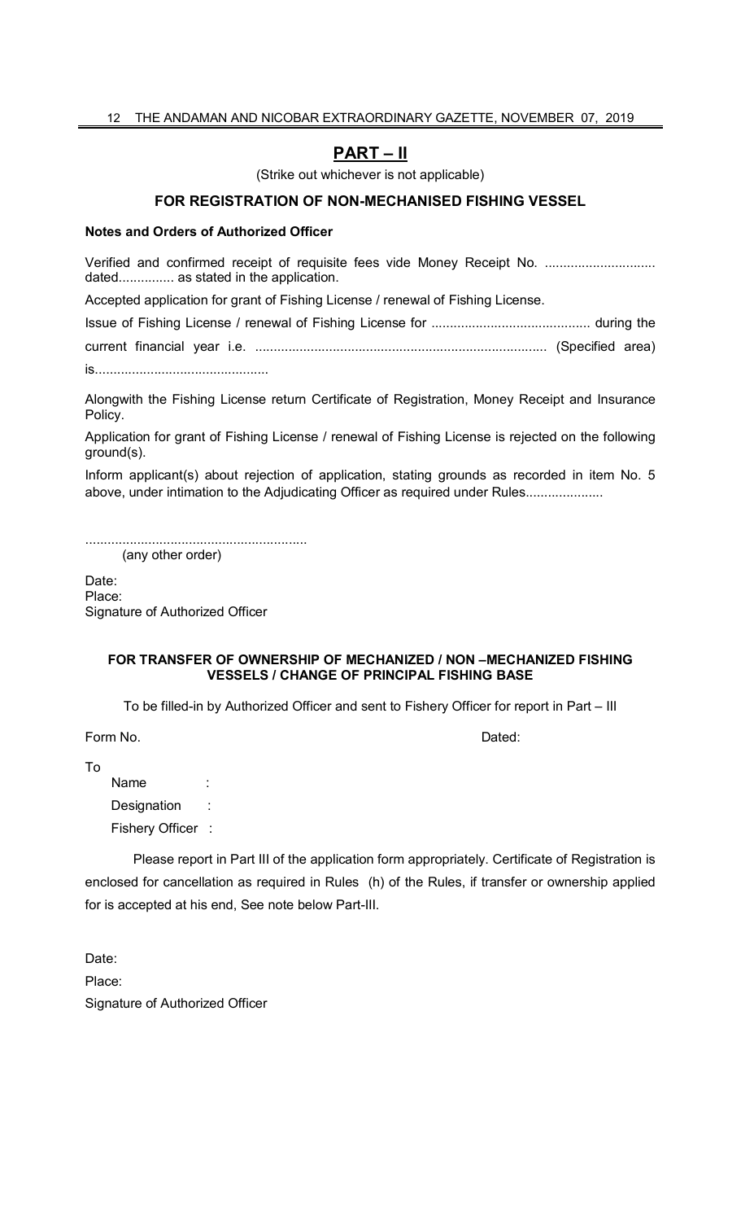## PART – II

(Strike out whichever is not applicable)

### FOR REGISTRATION OF NON-MECHANISED FISHING VESSEL

**Notes and Orders of Authorized Officer**

Verified and confirmed receipt of requisite fees vide Money Receipt No. ............................. dated............... as stated in the application.

Accepted application for grant of Fishing License / renewal of Fishing License.

Issue of Fishing License / renewal of Fishing License for ........................................... during the current financial year i.e. .............................................................................. (Specified area) is...............................................

Alongwith the Fishing License return Certificate of Registration, Money Receipt and Insurance Policy.

Application for grant of Fishing License / renewal of Fishing License is rejected on the following ground(s).

Inform applicant(s) about rejection of application, stating grounds as recorded in item No. 5 above, under intimation to the Adjudicating Officer as required under Rules.....................

...........................................................
(any other order)

Date:
Place:
Signature of Authorized Officer

### FOR TRANSFER OF OWNERSHIP OF MECHANIZED / NON –MECHANIZED FISHING VESSELS / CHANGE OF PRINCIPAL FISHING BASE

To be filled-in by Authorized Officer and sent to Fishery Officer for report in Part – III

Form No. Dated:

To
Name :
Designation :
Fishery Officer :

Please report in Part III of the application form appropriately. Certificate of Registration is enclosed for cancellation as required in Rules (h) of the Rules, if transfer or ownership applied for is accepted at his end, See note below Part-III.

Date:
Place:
Signature of Authorized Officer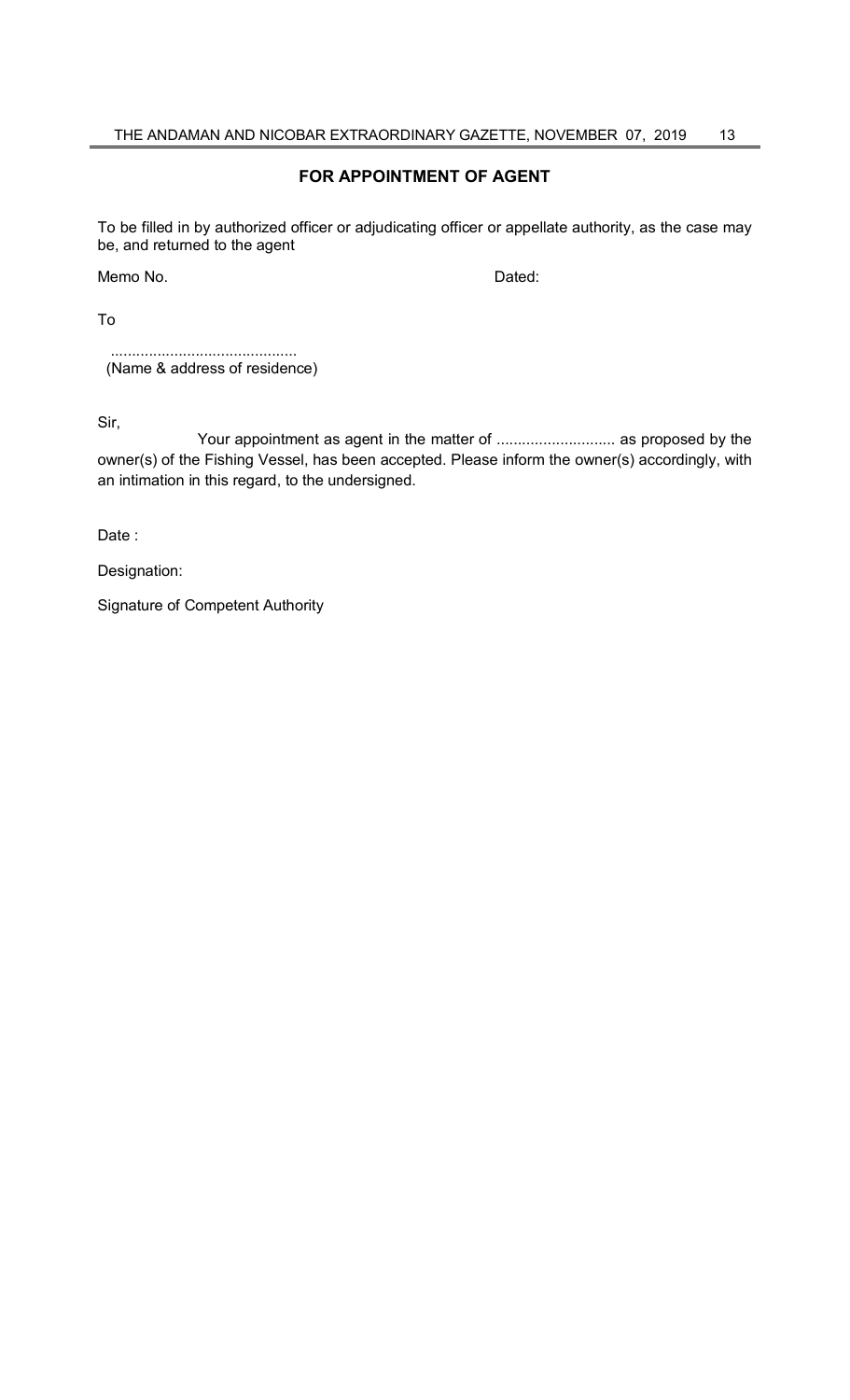## FOR APPOINTMENT OF AGENT

To be filled in by authorized officer or adjudicating officer or appellate authority, as the case may be, and returned to the agent

Memo No. Dated:

To

............................................
(Name & address of residence)

Sir,

Your appointment as agent in the matter of ............................ as proposed by the owner(s) of the Fishing Vessel, has been accepted. Please inform the owner(s) accordingly, with an intimation in this regard, to the undersigned.

Date :

Designation:

Signature of Competent Authority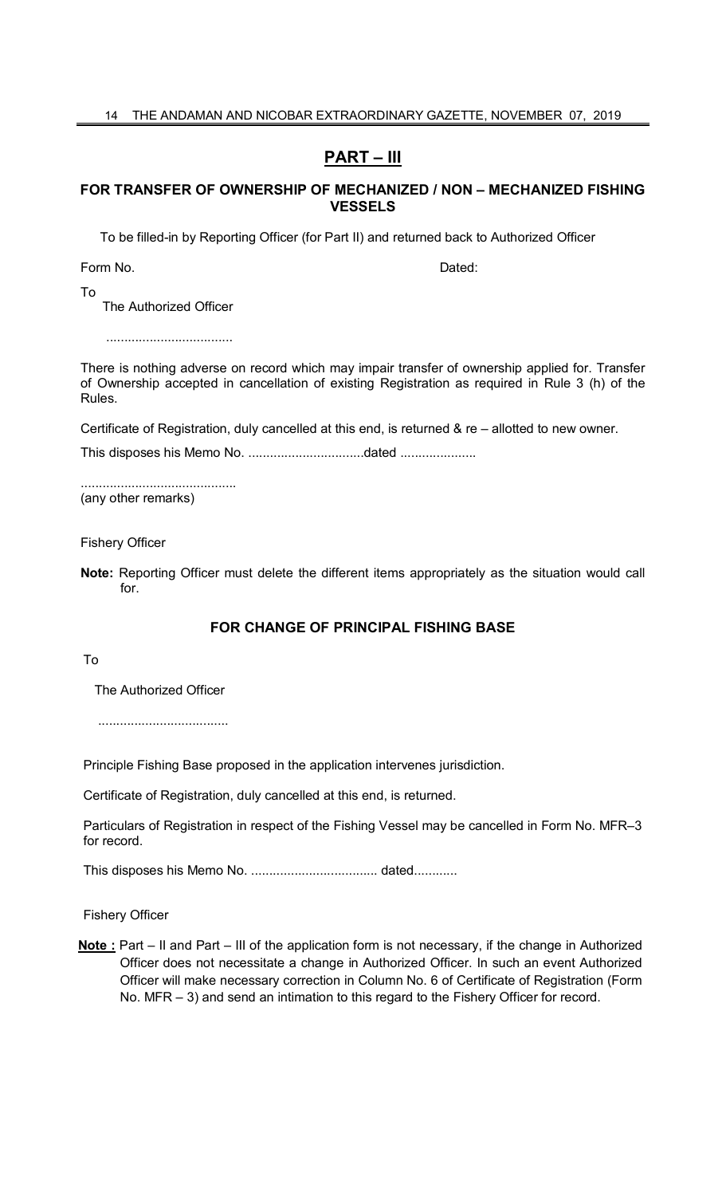# PART – III

## FOR TRANSFER OF OWNERSHIP OF MECHANIZED / NON – MECHANIZED FISHING VESSELS

To be filled-in by Reporting Officer (for Part II) and returned back to Authorized Officer

Form No. Dated:

To

The Authorized Officer

...................................

There is nothing adverse on record which may impair transfer of ownership applied for. Transfer of Ownership accepted in cancellation of existing Registration as required in Rule 3 (h) of the Rules.

Certificate of Registration, duly cancelled at this end, is returned & re – allotted to new owner.

This disposes his Memo No. ................................dated .....................

...........................................
(any other remarks)

Fishery Officer

**Note:** Reporting Officer must delete the different items appropriately as the situation would call for.

## FOR CHANGE OF PRINCIPAL FISHING BASE

To

The Authorized Officer

....................................

Principle Fishing Base proposed in the application intervenes jurisdiction.

Certificate of Registration, duly cancelled at this end, is returned.

Particulars of Registration in respect of the Fishing Vessel may be cancelled in Form No. MFR–3 for record.

This disposes his Memo No. ................................... dated............

Fishery Officer

**Note :** Part – II and Part – III of the application form is not necessary, if the change in Authorized Officer does not necessitate a change in Authorized Officer. In such an event Authorized Officer will make necessary correction in Column No. 6 of Certificate of Registration (Form No. MFR – 3) and send an intimation to this regard to the Fishery Officer for record.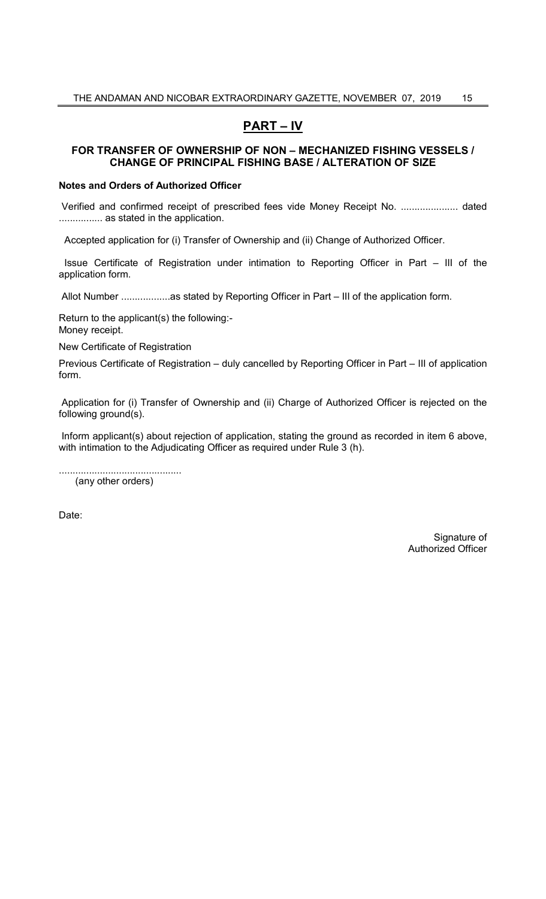# PART – IV

## FOR TRANSFER OF OWNERSHIP OF NON – MECHANIZED FISHING VESSELS / CHANGE OF PRINCIPAL FISHING BASE / ALTERATION OF SIZE

**Notes and Orders of Authorized Officer**

Verified and confirmed receipt of prescribed fees vide Money Receipt No. ..................... dated ................ as stated in the application.

Accepted application for (i) Transfer of Ownership and (ii) Change of Authorized Officer.

Issue Certificate of Registration under intimation to Reporting Officer in Part – III of the application form.

Allot Number ..................as stated by Reporting Officer in Part – III of the application form.

Return to the applicant(s) the following:-
Money receipt.

New Certificate of Registration

Previous Certificate of Registration – duly cancelled by Reporting Officer in Part – III of application form.

Application for (i) Transfer of Ownership and (ii) Charge of Authorized Officer is rejected on the following ground(s).

Inform applicant(s) about rejection of application, stating the ground as recorded in item 6 above, with intimation to the Adjudicating Officer as required under Rule 3 (h).

............................................
(any other orders)

Date:

Signature of
Authorized Officer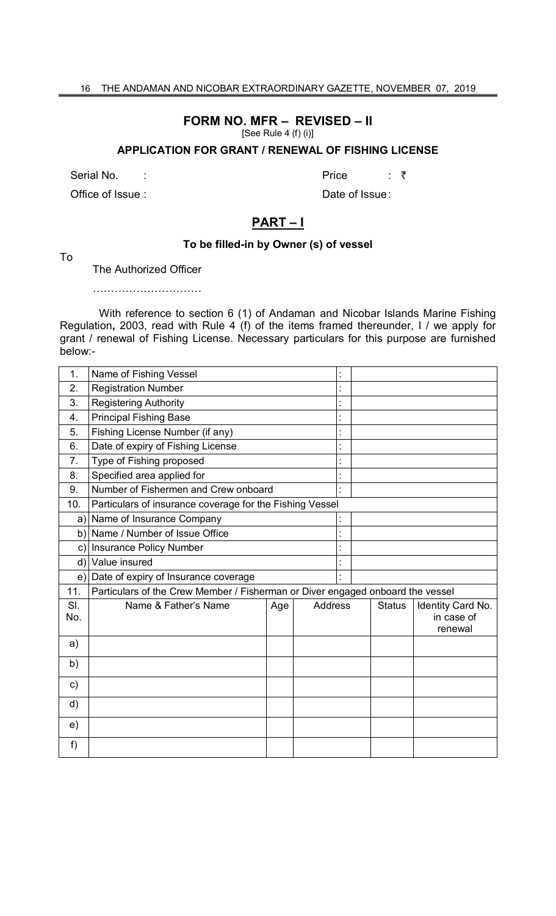## FORM NO. MFR – REVISED – II

[See Rule 4 (f) (i)]

### APPLICATION FOR GRANT / RENEWAL OF FISHING LICENSE

Serial No. : Price : ₹

Office of Issue : Date of Issue :

## PART – I

### To be filled-in by Owner (s) of vessel

To

The Authorized Officer

…………………………

With reference to section 6 (1) of Andaman and Nicobar Islands Marine Fishing Regulation, 2003, read with Rule 4 (f) of the items framed thereunder, I / we apply for grant / renewal of Fishing License. Necessary particulars for this purpose are furnished below:-

| | | | |
|---|---|---|---|
| 1. | Name of Fishing Vessel | : | |
| 2. | Registration Number | : | |
| 3. | Registering Authority | : | |
| 4. | Principal Fishing Base | : | |
| 5. | Fishing License Number (if any) | : | |
| 6. | Date of expiry of Fishing License | : | |
| 7. | Type of Fishing proposed | : | |
| 8. | Specified area applied for | : | |
| 9. | Number of Fishermen and Crew onboard | : | |
| 10. | Particulars of insurance coverage for the Fishing Vessel | | |
| a) | Name of Insurance Company | : | |
| b) | Name / Number of Issue Office | : | |
| c) | Insurance Policy Number | : | |
| d) | Value insured | : | |
| e) | Date of expiry of Insurance coverage | : | |
| 11. | Particulars of the Crew Member / Fisherman or Diver engaged onboard the vessel | | |

| Sl. No. | Name & Father's Name | Age | Address | Status | Identity Card No. in case of renewal |
|---|---|---|---|---|---|
| a) | | | | | |
| b) | | | | | |
| c) | | | | | |
| d) | | | | | |
| e) | | | | | |
| f) | | | | | |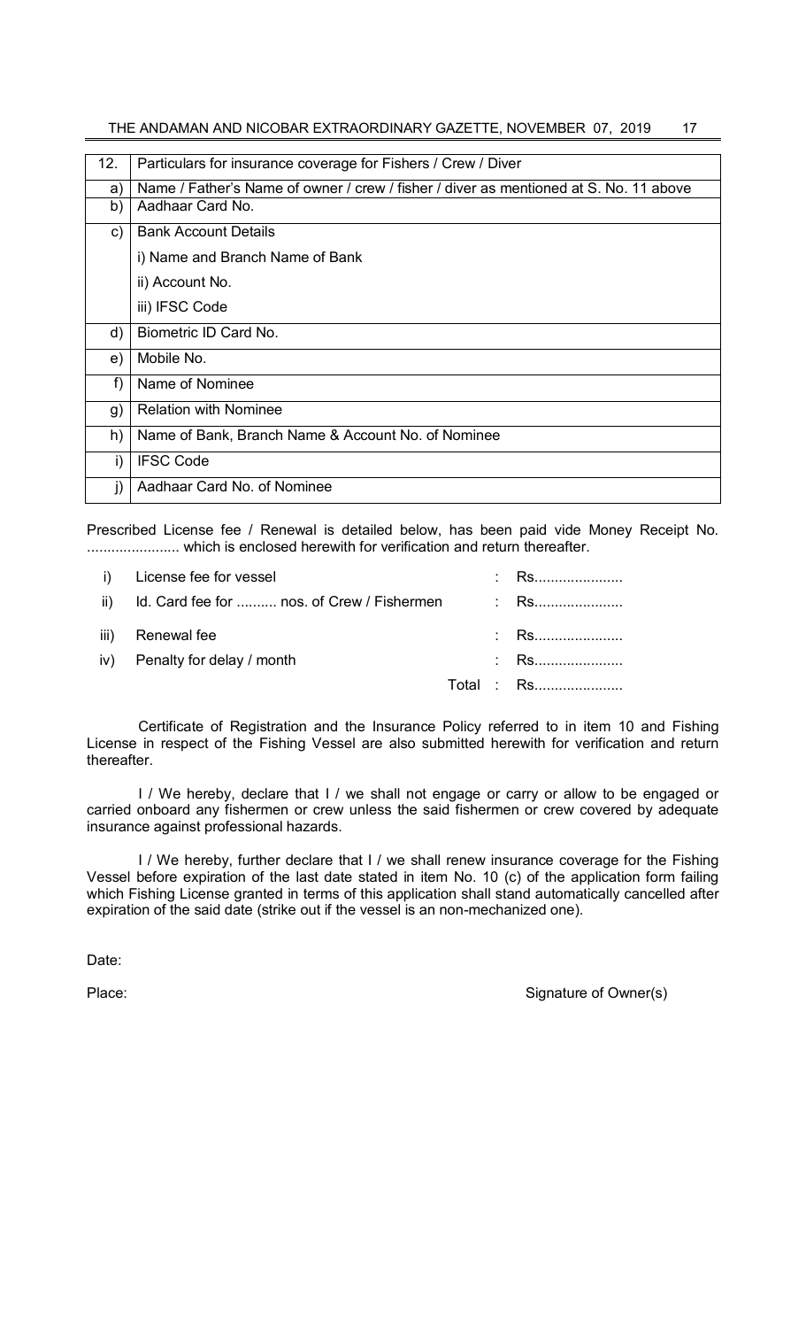| | |
|---|---|
| 12. | Particulars for insurance coverage for Fishers / Crew / Diver |
| a) | Name / Father's Name of owner / crew / fisher / diver as mentioned at S. No. 11 above |
| b) | Aadhaar Card No. |
| c) | Bank Account Details<br>i) Name and Branch Name of Bank<br>ii) Account No.<br>iii) IFSC Code |
| d) | Biometric ID Card No. |
| e) | Mobile No. |
| f) | Name of Nominee |
| g) | Relation with Nominee |
| h) | Name of Bank, Branch Name & Account No. of Nominee |
| i) | IFSC Code |
| j) | Aadhaar Card No. of Nominee |

Prescribed License fee / Renewal is detailed below, has been paid vide Money Receipt No. ...................... which is enclosed herewith for verification and return thereafter.

| | | | |
|---|---|---|---|
| i) | License fee for vessel | : | Rs...................... |
| ii) | Id. Card fee for .......... nos. of Crew / Fishermen | : | Rs...................... |
| iii) | Renewal fee | : | Rs...................... |
| iv) | Penalty for delay / month | : | Rs...................... |
| | Total | : | Rs...................... |

Certificate of Registration and the Insurance Policy referred to in item 10 and Fishing License in respect of the Fishing Vessel are also submitted herewith for verification and return thereafter.

I / We hereby, declare that I / we shall not engage or carry or allow to be engaged or carried onboard any fishermen or crew unless the said fishermen or crew covered by adequate insurance against professional hazards.

I / We hereby, further declare that I / we shall renew insurance coverage for the Fishing Vessel before expiration of the last date stated in item No. 10 (c) of the application form failing which Fishing License granted in terms of this application shall stand automatically cancelled after expiration of the said date (strike out if the vessel is an non-mechanized one).

Date:

Place: Signature of Owner(s)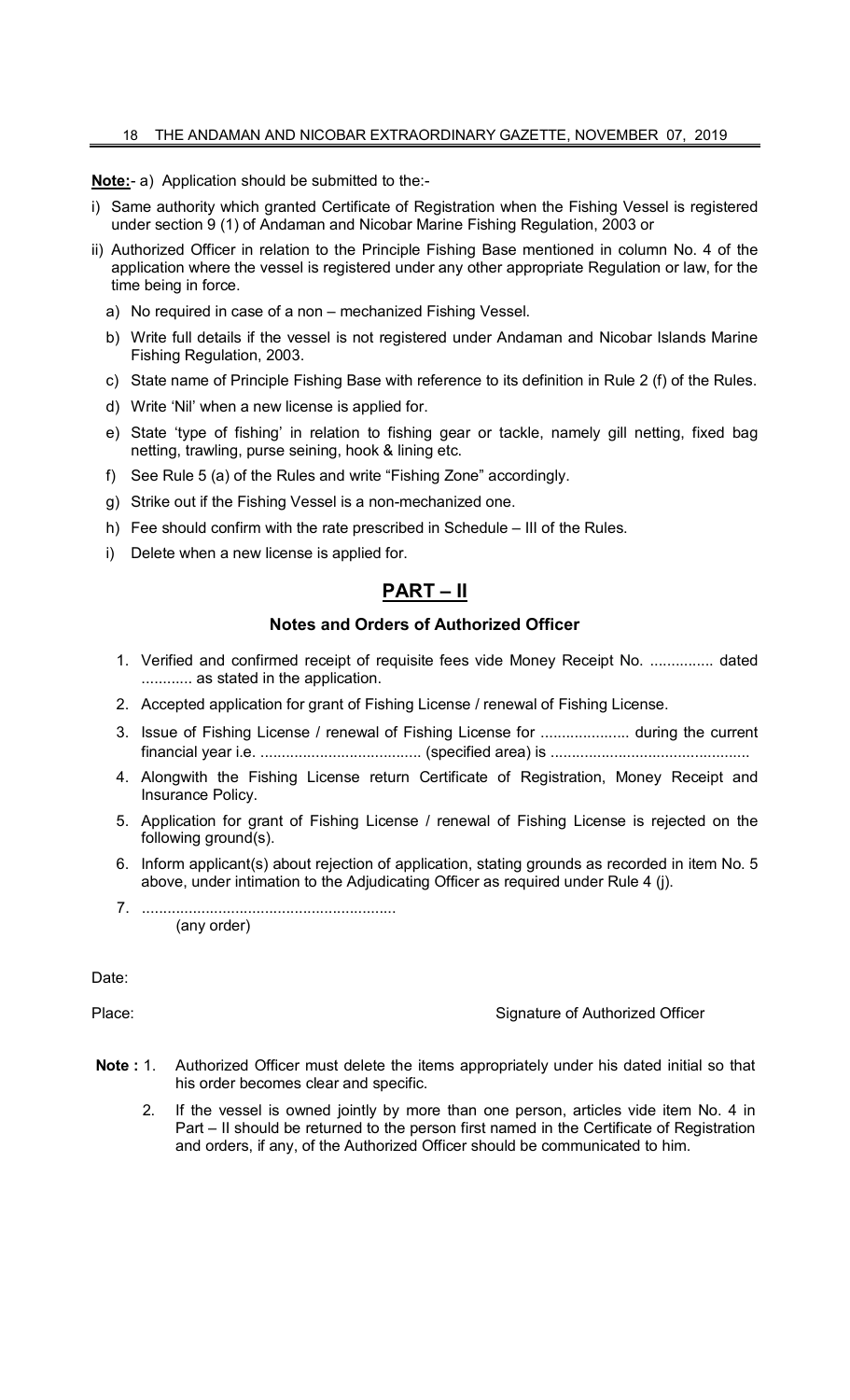**Note:**- a) Application should be submitted to the:-

i) Same authority which granted Certificate of Registration when the Fishing Vessel is registered under section 9 (1) of Andaman and Nicobar Marine Fishing Regulation, 2003 or

ii) Authorized Officer in relation to the Principle Fishing Base mentioned in column No. 4 of the application where the vessel is registered under any other appropriate Regulation or law, for the time being in force.

a) No required in case of a non – mechanized Fishing Vessel.

b) Write full details if the vessel is not registered under Andaman and Nicobar Islands Marine Fishing Regulation, 2003.

c) State name of Principle Fishing Base with reference to its definition in Rule 2 (f) of the Rules.

d) Write 'Nil' when a new license is applied for.

e) State 'type of fishing' in relation to fishing gear or tackle, namely gill netting, fixed bag netting, trawling, purse seining, hook & lining etc.

f) See Rule 5 (a) of the Rules and write "Fishing Zone" accordingly.

g) Strike out if the Fishing Vessel is a non-mechanized one.

h) Fee should confirm with the rate prescribed in Schedule – III of the Rules.

i) Delete when a new license is applied for.

## PART – II

### Notes and Orders of Authorized Officer

1. Verified and confirmed receipt of requisite fees vide Money Receipt No. ............... dated ............ as stated in the application.
2. Accepted application for grant of Fishing License / renewal of Fishing License.
3. Issue of Fishing License / renewal of Fishing License for ..................... during the current financial year i.e. ...................................... (specified area) is ..............................................
4. Alongwith the Fishing License return Certificate of Registration, Money Receipt and Insurance Policy.
5. Application for grant of Fishing License / renewal of Fishing License is rejected on the following ground(s).
6. Inform applicant(s) about rejection of application, stating grounds as recorded in item No. 5 above, under intimation to the Adjudicating Officer as required under Rule 4 (j).
7. ...........................................................
   (any order)

Date:

Place: Signature of Authorized Officer

**Note :** 1. Authorized Officer must delete the items appropriately under his dated initial so that his order becomes clear and specific.

2. If the vessel is owned jointly by more than one person, articles vide item No. 4 in Part – II should be returned to the person first named in the Certificate of Registration and orders, if any, of the Authorized Officer should be communicated to him.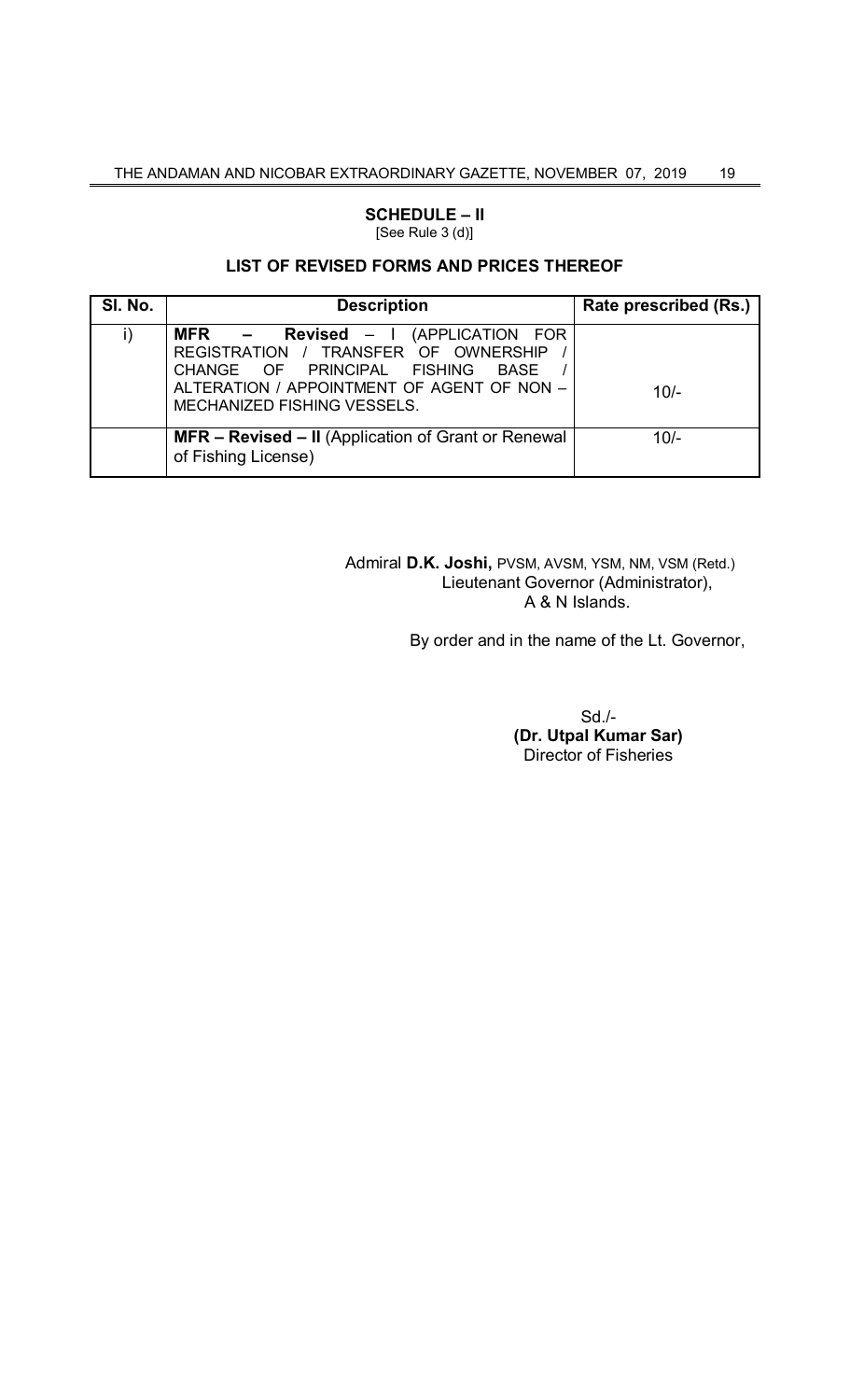## SCHEDULE – II

[See Rule 3 (d)]

### LIST OF REVISED FORMS AND PRICES THEREOF

| Sl. No. | Description | Rate prescribed (Rs.) |
|---|---|---|
| i) | **MFR – Revised** – I (APPLICATION FOR REGISTRATION / TRANSFER OF OWNERSHIP / CHANGE OF PRINCIPAL FISHING BASE / ALTERATION / APPOINTMENT OF AGENT OF NON – MECHANIZED FISHING VESSELS. | 10/- |
| | **MFR – Revised – II** (Application of Grant or Renewal of Fishing License) | 10/- |

Admiral **D.K. Joshi,** PVSM, AVSM, YSM, NM, VSM (Retd.)
Lieutenant Governor (Administrator),
A & N Islands.

By order and in the name of the Lt. Governor,

Sd./-
**(Dr. Utpal Kumar Sar)**
Director of Fisheries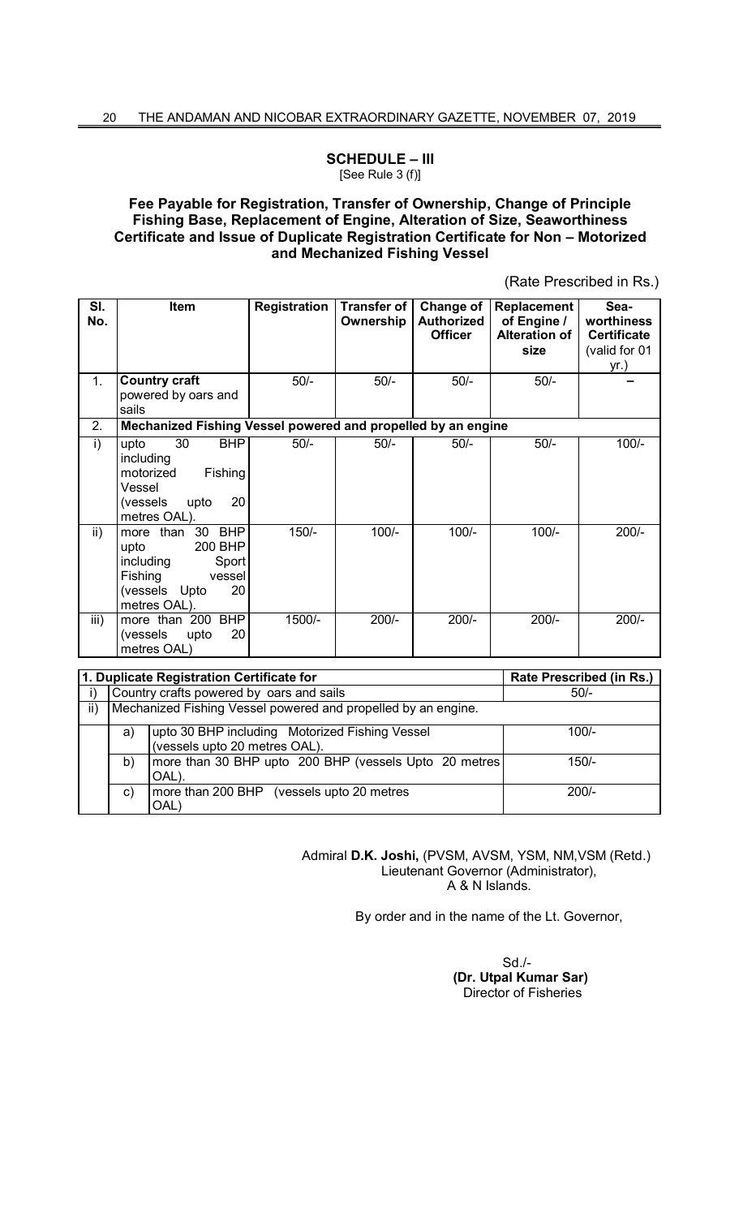## SCHEDULE – III

[See Rule 3 (f)]

### Fee Payable for Registration, Transfer of Ownership, Change of Principle Fishing Base, Replacement of Engine, Alteration of Size, Seaworthiness Certificate and Issue of Duplicate Registration Certificate for Non – Motorized and Mechanized Fishing Vessel

(Rate Prescribed in Rs.)

| Sl. No. | Item | Registration | Transfer of Ownership | Change of Authorized Officer | Replacement of Engine / Alteration of size | Sea-worthiness Certificate (valid for 01 yr.) |
|---|---|---|---|---|---|---|
| 1. | **Country craft** powered by oars and sails | 50/- | 50/- | 50/- | 50/- | – |
| 2. | **Mechanized Fishing Vessel powered and propelled by an engine** | | | | | |
| i) | upto 30 BHP including motorized Fishing Vessel (vessels upto 20 metres OAL). | 50/- | 50/- | 50/- | 50/- | 100/- |
| ii) | more than 30 BHP upto 200 BHP including Sport Fishing vessel (vessels Upto 20 metres OAL). | 150/- | 100/- | 100/- | 100/- | 200/- |
| iii) | more than 200 BHP (vessels upto 20 metres OAL) | 1500/- | 200/- | 200/- | 200/- | 200/- |

| 1. Duplicate Registration Certificate for | | | Rate Prescribed (in Rs.) |
|---|---|---|---|
| i) | Country crafts powered by oars and sails | | 50/- |
| ii) | Mechanized Fishing Vessel powered and propelled by an engine. | | |
| | a) | upto 30 BHP including Motorized Fishing Vessel (vessels upto 20 metres OAL). | 100/- |
| | b) | more than 30 BHP upto 200 BHP (vessels Upto 20 metres OAL). | 150/- |
| | c) | more than 200 BHP (vessels upto 20 metres OAL) | 200/- |

Admiral **D.K. Joshi,** (PVSM, AVSM, YSM, NM,VSM (Retd.)
Lieutenant Governor (Administrator),
A & N Islands.

By order and in the name of the Lt. Governor,

Sd./-
**(Dr. Utpal Kumar Sar)**
Director of Fisheries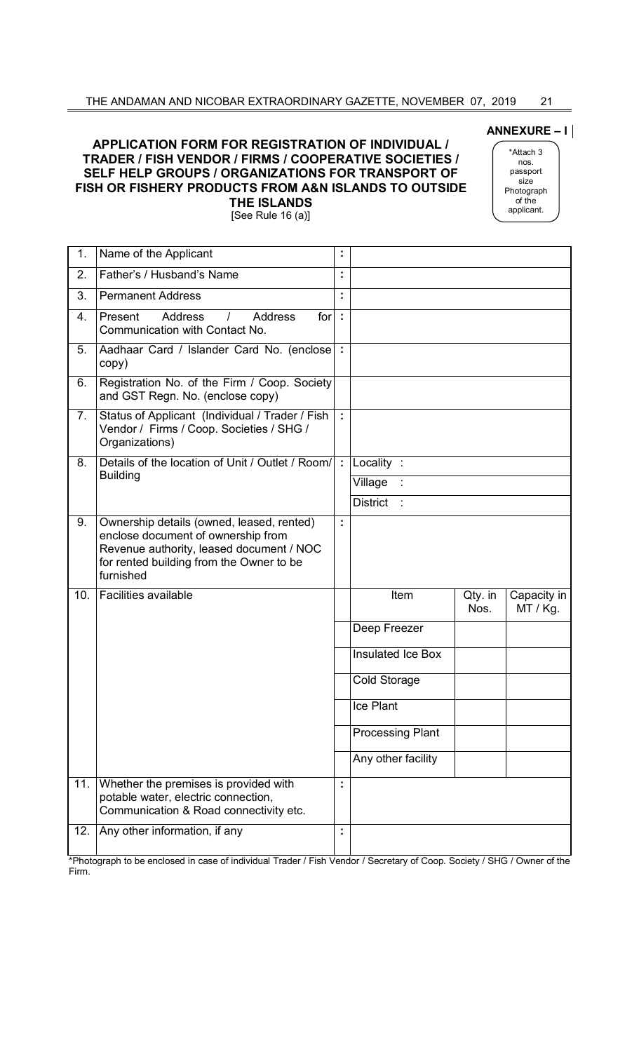**ANNEXURE – I**

*Attach 3 nos. passport size Photograph of the applicant.

## APPLICATION FORM FOR REGISTRATION OF INDIVIDUAL / TRADER / FISH VENDOR / FIRMS / COOPERATIVE SOCIETIES / SELF HELP GROUPS / ORGANIZATIONS FOR TRANSPORT OF FISH OR FISHERY PRODUCTS FROM A&N ISLANDS TO OUTSIDE THE ISLANDS

[See Rule 16 (a)]

| | | | | | |
|---|---|---|---|---|---|
| 1. | Name of the Applicant | : | | | |
| 2. | Father's / Husband's Name | : | | | |
| 3. | Permanent Address | : | | | |
| 4. | Present Address / Address for Communication with Contact No. | : | | | |
| 5. | Aadhaar Card / Islander Card No. (enclose copy) | : | | | |
| 6. | Registration No. of the Firm / Coop. Society and GST Regn. No. (enclose copy) | | | | |
| 7. | Status of Applicant (Individual / Trader / Fish Vendor / Firms / Coop. Societies / SHG / Organizations) | : | | | |
| 8. | Details of the location of Unit / Outlet / Room/ Building | : | Locality : | | |
| | | | Village : | | |
| | | | District : | | |
| 9. | Ownership details (owned, leased, rented) enclose document of ownership from Revenue authority, leased document / NOC for rented building from the Owner to be furnished | : | | | |
| 10. | Facilities available | | Item | Qty. in Nos. | Capacity in MT / Kg. |
| | | | Deep Freezer | | |
| | | | Insulated Ice Box | | |
| | | | Cold Storage | | |
| | | | Ice Plant | | |
| | | | Processing Plant | | |
| | | | Any other facility | | |
| 11. | Whether the premises is provided with potable water, electric connection, Communication & Road connectivity etc. | : | | | |
| 12. | Any other information, if any | : | | | |

*Photograph to be enclosed in case of individual Trader / Fish Vendor / Secretary of Coop. Society / SHG / Owner of the Firm.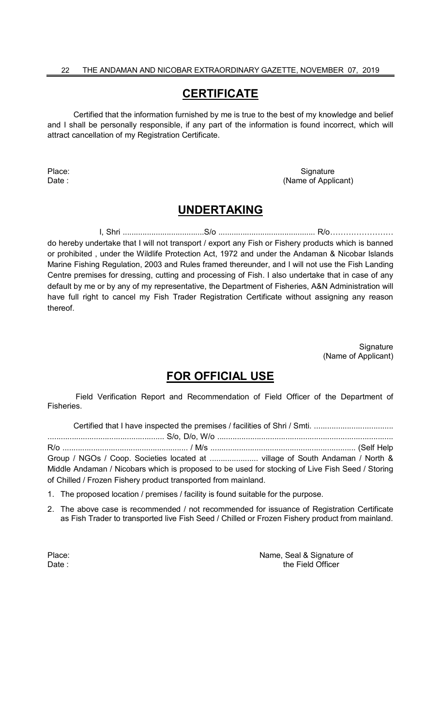## CERTIFICATE

Certified that the information furnished by me is true to the best of my knowledge and belief and I shall be personally responsible, if any part of the information is found incorrect, which will attract cancellation of my Registration Certificate.

Place:

Date :

Signature

(Name of Applicant)

## UNDERTAKING

I, Shri .....................................S/o ............................................ R/o……………………

do hereby undertake that I will not transport / export any Fish or Fishery products which is banned or prohibited , under the Wildlife Protection Act, 1972 and under the Andaman & Nicobar Islands Marine Fishing Regulation, 2003 and Rules framed thereunder, and I will not use the Fish Landing Centre premises for dressing, cutting and processing of Fish. I also undertake that in case of any default by me or by any of my representative, the Department of Fisheries, A&N Administration will have full right to cancel my Fish Trader Registration Certificate without assigning any reason thereof.

Signature

(Name of Applicant)

## FOR OFFICIAL USE

Field Verification Report and Recommendation of Field Officer of the Department of Fisheries.

Certified that I have inspected the premises / facilities of Shri / Smti. ....................................

..................................................... S/o, D/o, W/o ................................................................................

R/o ......................................................... / M/s .................................................................. (Self Help Group / NGOs / Coop. Societies located at ...................... village of South Andaman / North & Middle Andaman / Nicobars which is proposed to be used for stocking of Live Fish Seed / Storing of Chilled / Frozen Fishery product transported from mainland.

1. The proposed location / premises / facility is found suitable for the purpose.
2. The above case is recommended / not recommended for issuance of Registration Certificate as Fish Trader to transported live Fish Seed / Chilled or Frozen Fishery product from mainland.

Place:

Date :

Name, Seal & Signature of

the Field Officer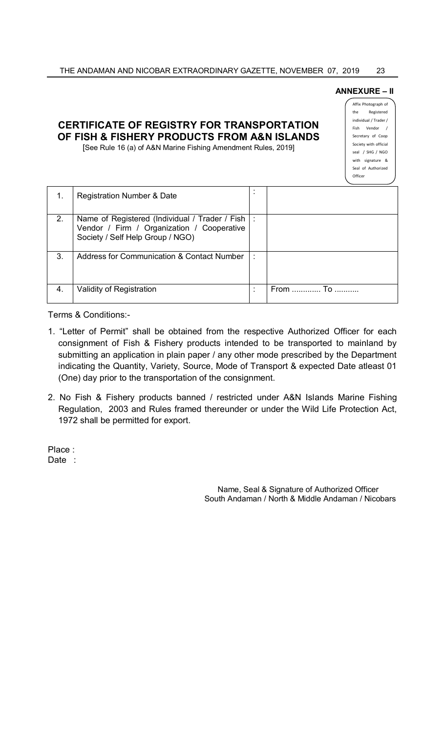**ANNEXURE – II**

Affix Photograph of the Registered individual / Trader / Fish Vendor / Secretary of Coop Society with official seal / SHG / NGO with signature & Seal of Authorized Officer

## CERTIFICATE OF REGISTRY FOR TRANSPORTATION OF FISH & FISHERY PRODUCTS FROM A&N ISLANDS

[See Rule 16 (a) of A&N Marine Fishing Amendment Rules, 2019]

| | | | |
|---|---|---|---|
| 1. | Registration Number & Date | : | |
| 2. | Name of Registered (Individual / Trader / Fish Vendor / Firm / Organization / Cooperative Society / Self Help Group / NGO) | : | |
| 3. | Address for Communication & Contact Number | : | |
| 4. | Validity of Registration | : | From ............ To .......... |

Terms & Conditions:-

1. "Letter of Permit" shall be obtained from the respective Authorized Officer for each consignment of Fish & Fishery products intended to be transported to mainland by submitting an application in plain paper / any other mode prescribed by the Department indicating the Quantity, Variety, Source, Mode of Transport & expected Date atleast 01 (One) day prior to the transportation of the consignment.

2. No Fish & Fishery products banned / restricted under A&N Islands Marine Fishing Regulation, 2003 and Rules framed thereunder or under the Wild Life Protection Act, 1972 shall be permitted for export.

Place :
Date :

Name, Seal & Signature of Authorized Officer
South Andaman / North & Middle Andaman / Nicobars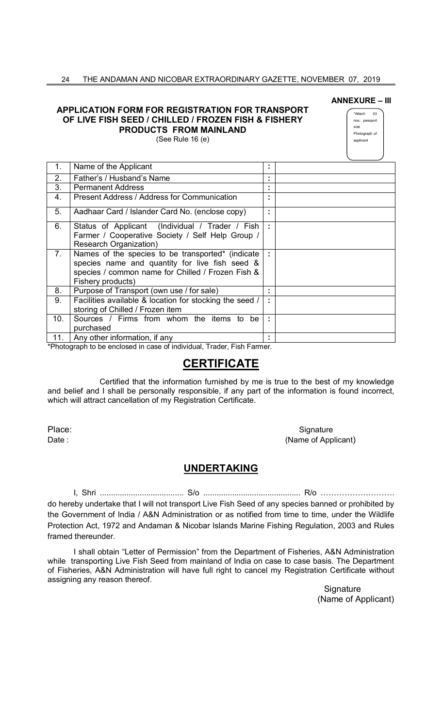**ANNEXURE – III**

## APPLICATION FORM FOR REGISTRATION FOR TRANSPORT OF LIVE FISH SEED / CHILLED / FROZEN FISH & FISHERY PRODUCTS FROM MAINLAND

(See Rule 16 (e))

*Attach 03 nos. passport size Photograph of applicant

| | | | |
|---|---|---|---|
| 1. | Name of the Applicant | : | |
| 2. | Father's / Husband's Name | : | |
| 3. | Permanent Address | : | |
| 4. | Present Address / Address for Communication | : | |
| 5. | Aadhaar Card / Islander Card No. (enclose copy) | : | |
| 6. | Status of Applicant (Individual / Trader / Fish Farmer / Cooperative Society / Self Help Group / Research Organization) | : | |
| 7. | Names of the species to be transported* (indicate species name and quantity for live fish seed & species / common name for Chilled / Frozen Fish & Fishery products) | : | |
| 8. | Purpose of Transport (own use / for sale) | : | |
| 9. | Facilities available & location for stocking the seed / storing of Chilled / Frozen item | : | |
| 10. | Sources / Firms from whom the items to be purchased | : | |
| 11. | Any other information, if any | : | |

*Photograph to be enclosed in case of individual, Trader, Fish Farmer.

## CERTIFICATE

Certified that the information furnished by me is true to the best of my knowledge and belief and I shall be personally responsible, if any part of the information is found incorrect, which will attract cancellation of my Registration Certificate.

Place:

Date :

Signature

(Name of Applicant)

## UNDERTAKING

I, Shri ...................................... S/o ............................................ R/o ……………………….
do hereby undertake that I will not transport Live Fish Seed of any species banned or prohibited by the Government of India / A&N Administration or as notified from time to time, under the Wildlife Protection Act, 1972 and Andaman & Nicobar Islands Marine Fishing Regulation, 2003 and Rules framed thereunder.

I shall obtain "Letter of Permission" from the Department of Fisheries, A&N Administration while transporting Live Fish Seed from mainland of India on case to case basis. The Department of Fisheries, A&N Administration will have full right to cancel my Registration Certificate without assigning any reason thereof.

Signature

(Name of Applicant)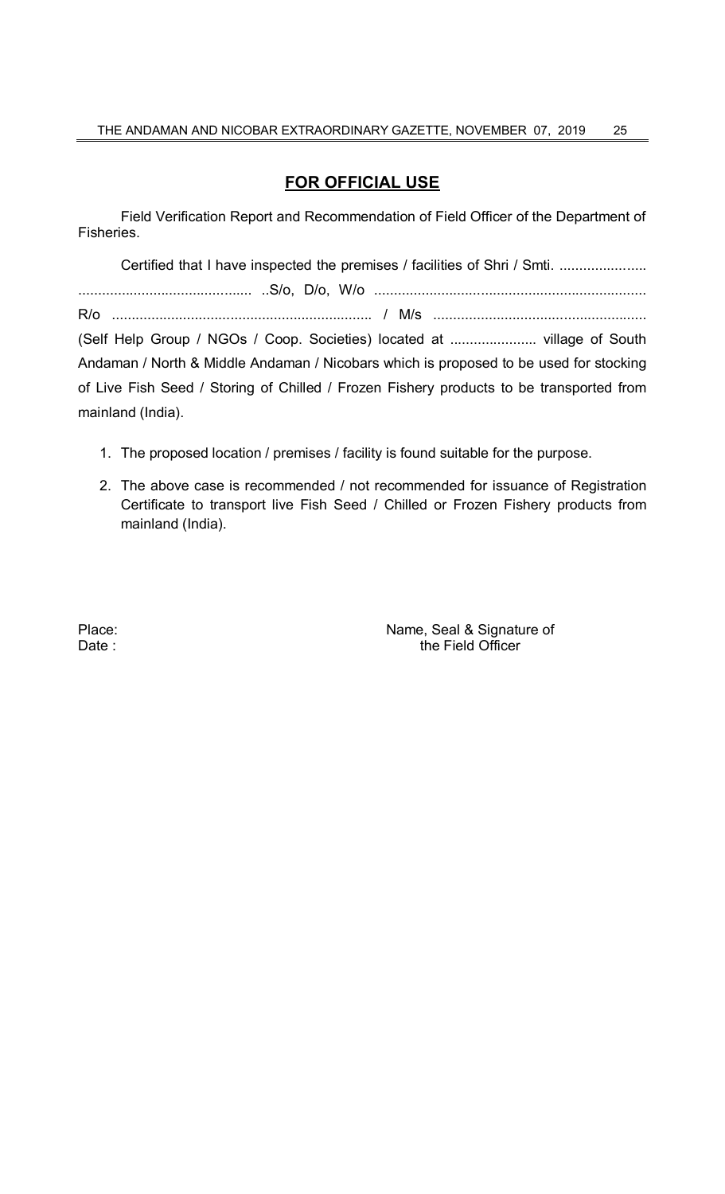## FOR OFFICIAL USE

Field Verification Report and Recommendation of Field Officer of the Department of Fisheries.

Certified that I have inspected the premises / facilities of Shri / Smti. ...................... ........................................... ..S/o, D/o, W/o ..................................................................... R/o ................................................................. / M/s ...................................................... (Self Help Group / NGOs / Coop. Societies) located at ...................... village of South Andaman / North & Middle Andaman / Nicobars which is proposed to be used for stocking of Live Fish Seed / Storing of Chilled / Frozen Fishery products to be transported from mainland (India).

1. The proposed location / premises / facility is found suitable for the purpose.
2. The above case is recommended / not recommended for issuance of Registration Certificate to transport live Fish Seed / Chilled or Frozen Fishery products from mainland (India).

Place:
Date :

Name, Seal & Signature of
the Field Officer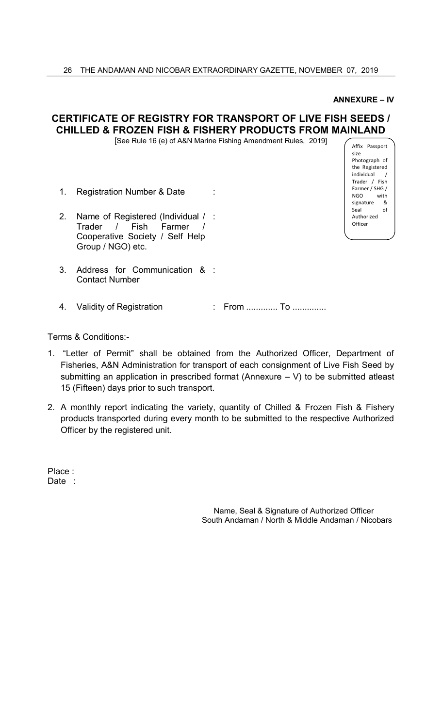**ANNEXURE – IV**

## CERTIFICATE OF REGISTRY FOR TRANSPORT OF LIVE FISH SEEDS / CHILLED & FROZEN FISH & FISHERY PRODUCTS FROM MAINLAND

[See Rule 16 (e) of A&N Marine Fishing Amendment Rules, 2019]

Affix Passport size Photograph of the Registered individual / Trader / Fish Farmer / SHG / NGO with signature & Seal of Authorized Officer

1. Registration Number & Date :
2. Name of Registered (Individual / Trader / Fish Farmer / Cooperative Society / Self Help Group / NGO) etc. :
3. Address for Communication & Contact Number :
4. Validity of Registration : From ............. To ..............

Terms & Conditions:-

1. "Letter of Permit" shall be obtained from the Authorized Officer, Department of Fisheries, A&N Administration for transport of each consignment of Live Fish Seed by submitting an application in prescribed format (Annexure – V) to be submitted atleast 15 (Fifteen) days prior to such transport.
2. A monthly report indicating the variety, quantity of Chilled & Frozen Fish & Fishery products transported during every month to be submitted to the respective Authorized Officer by the registered unit.

Place :
Date :

Name, Seal & Signature of Authorized Officer
South Andaman / North & Middle Andaman / Nicobars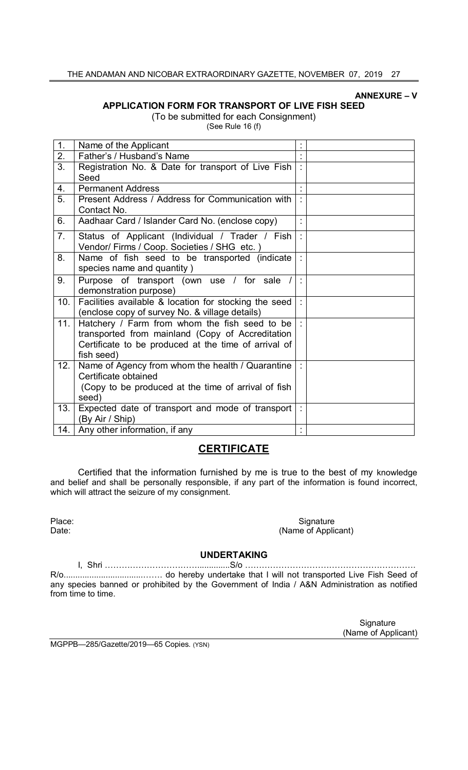**ANNEXURE – V**

**APPLICATION FORM FOR TRANSPORT OF LIVE FISH SEED**

(To be submitted for each Consignment)

(See Rule 16 (f)

| | | | |
|---|---|---|---|
| 1. | Name of the Applicant | : | |
| 2. | Father's / Husband's Name | : | |
| 3. | Registration No. & Date for transport of Live Fish Seed | : | |
| 4. | Permanent Address | : | |
| 5. | Present Address / Address for Communication with Contact No. | : | |
| 6. | Aadhaar Card / Islander Card No. (enclose copy) | : | |
| 7. | Status of Applicant (Individual / Trader / Fish Vendor/ Firms / Coop. Societies / SHG etc. ) | : | |
| 8. | Name of fish seed to be transported (indicate species name and quantity ) | : | |
| 9. | Purpose of transport (own use / for sale / demonstration purpose) | : | |
| 10. | Facilities available & location for stocking the seed (enclose copy of survey No. & village details) | : | |
| 11. | Hatchery / Farm from whom the fish seed to be transported from mainland (Copy of Accreditation Certificate to be produced at the time of arrival of fish seed) | : | |
| 12. | Name of Agency from whom the health / Quarantine Certificate obtained (Copy to be produced at the time of arrival of fish seed) | : | |
| 13. | Expected date of transport and mode of transport (By Air / Ship) | : | |
| 14. | Any other information, if any | : | |

## CERTIFICATE

Certified that the information furnished by me is true to the best of my knowledge and belief and shall be personally responsible, if any part of the information is found incorrect, which will attract the seizure of my consignment.

Place:

Date:

Signature

(Name of Applicant)

**UNDERTAKING**

I, Shri ………………………….............S/o ……………………………………………………… R/o...................................…… do hereby undertake that I will not transported Live Fish Seed of any species banned or prohibited by the Government of India / A&N Administration as notified from time to time.

Signature

(Name of Applicant)

MGPPB—285/Gazette/2019—65 Copies. (YSN)